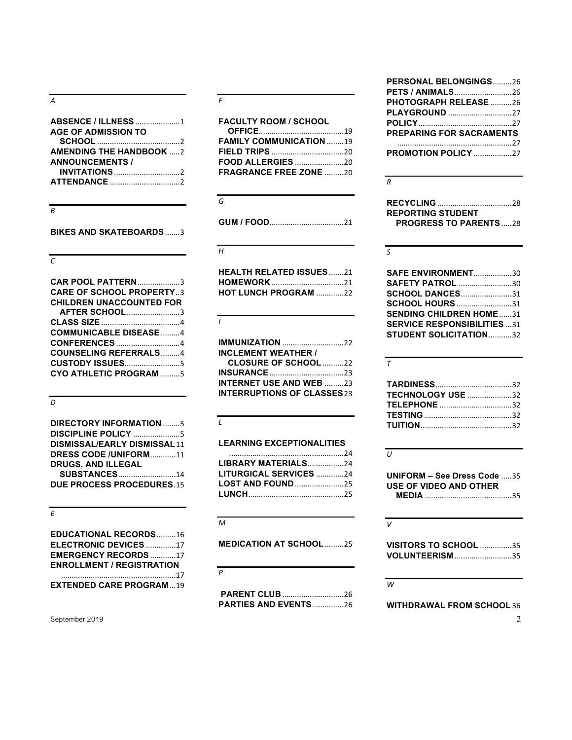*A*

**ABSENCE / ILLNESS** ..................... 1
**AGE OF ADMISSION TO SCHOOL** ....................................... 2
**AMENDING THE HANDBOOK** ..... 2
**ANNOUNCEMENTS / INVITATIONS** ............................... 2
**ATTENDANCE** ................................. 2

*B*

**BIKES AND SKATEBOARDS** ....... 3

*C*

**CAR POOL PATTERN** .................... 3
**CARE OF SCHOOL PROPERTY** .. 3
**CHILDREN UNACCOUNTED FOR AFTER SCHOOL** ......................... 3
**CLASS SIZE** ..................................... 4
**COMMUNICABLE DISEASE** ......... 4
**CONFERENCES** .............................. 4
**COUNSELING REFERRALS** ......... 4
**CUSTODY ISSUES** .......................... 5
**CYO ATHLETIC PROGRAM** ......... 5

*D*

**DIRECTORY INFORMATION** ........ 5
**DISCIPLINE POLICY** ...................... 5
**DISMISSAL/EARLY DISMISSAL** 11
**DRESS CODE /UNIFORM** ............ 11
**DRUGS, AND ILLEGAL SUBSTANCES** ........................... 14
**DUE PROCESS PROCEDURES** . 15

*E*

**EDUCATIONAL RECORDS** ......... 16
**ELECTRONIC DEVICES** .............. 17
**EMERGENCY RECORDS** ............ 17
**ENROLLMENT / REGISTRATION** ..................................................... 17
**EXTENDED CARE PROGRAM** ... 19

*F*

**FACULTY ROOM / SCHOOL OFFICE** ........................................ 19
**FAMILY COMMUNICATION** ........ 19
**FIELD TRIPS** .................................. 20
**FOOD ALLERGIES** ....................... 20
**FRAGRANCE FREE ZONE** ......... 20

*G*

**GUM / FOOD** ................................... 21

*H*

**HEALTH RELATED ISSUES** ....... 21
**HOMEWORK** .................................. 21
**HOT LUNCH PROGRAM** ............. 22

*I*

**IMMUNIZATION** ............................. 22
**INCLEMENT WEATHER / CLOSURE OF SCHOOL** .......... 22
**INSURANCE** ................................... 23
**INTERNET USE AND WEB** ......... 23
**INTERRUPTIONS OF CLASSES** 23

*L*

**LEARNING EXCEPTIONALITIES** ..................................................... 24
**LIBRARY MATERIALS** ................. 24
**LITURGICAL SERVICES** ............. 24
**LOST AND FOUND** ....................... 25
**LUNCH** ............................................. 25

*M*

**MEDICATION AT SCHOOL** ......... 25

*P*

**PARENT CLUB** ............................. 26
**PARTIES AND EVENTS** ............... 26
**PERSONAL BELONGINGS** ......... 26
**PETS / ANIMALS** ........................... 26
**PHOTOGRAPH RELEASE** .......... 26
**PLAYGROUND** .............................. 27
**POLICY** ............................................ 27
**PREPARING FOR SACRAMENTS** ..................................................... 27
**PROMOTION POLICY** .................. 27

*R*

**RECYCLING** ................................... 28
**REPORTING STUDENT PROGRESS TO PARENTS** ..... 28

*S*

**SAFE ENVIRONMENT** .................. 30
**SAFETY PATROL** ......................... 30
**SCHOOL DANCES** ........................ 31
**SCHOOL HOURS** .......................... 31
**SENDING CHILDREN HOME** ...... 31
**SERVICE RESPONSIBILITIES** ... 31
**STUDENT SOLICITATION** ........... 32

*T*

**TARDINESS** .................................... 32
**TECHNOLOGY USE** ..................... 32
**TELEPHONE** .................................. 32
**TESTING** ......................................... 32
**TUITION** ........................................... 32

*U*

**UNIFORM – See Dress Code** ..... 35
**USE OF VIDEO AND OTHER MEDIA** ......................................... 35

*V*

**VISITORS TO SCHOOL** ............... 35
**VOLUNTEERISM** ........................... 35

*W*

**WITHDRAWAL FROM SCHOOL** 36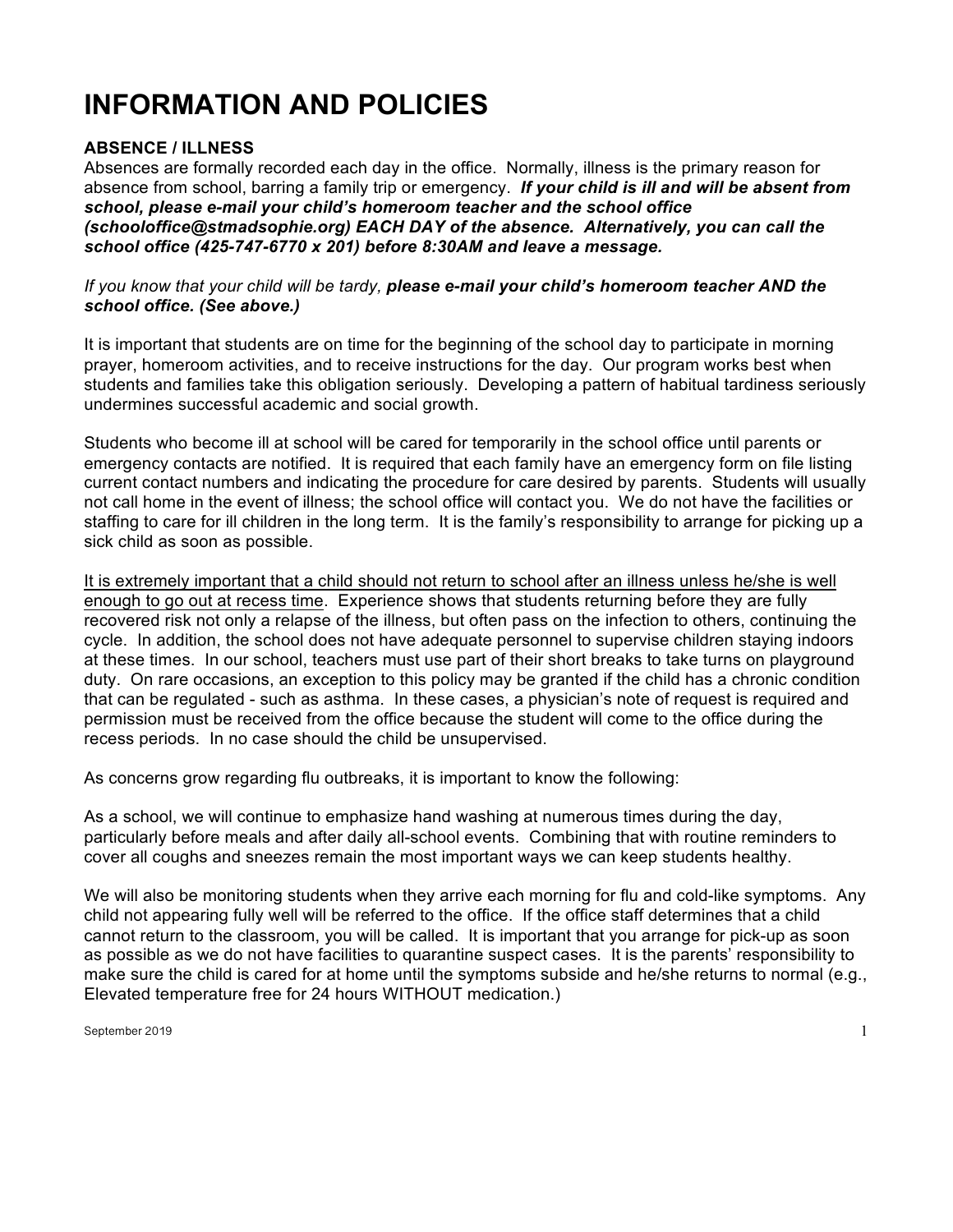# INFORMATION AND POLICIES

## ABSENCE / ILLNESS

Absences are formally recorded each day in the office. Normally, illness is the primary reason for absence from school, barring a family trip or emergency. ***If your child is ill and will be absent from school, please e-mail your child's homeroom teacher and the school office (schooloffice@stmadsophie.org) EACH DAY of the absence. Alternatively, you can call the school office (425-747-6770 x 201) before 8:30AM and leave a message.***

*If you know that your child will be tardy,* ***please e-mail your child's homeroom teacher AND the school office. (See above.)***

It is important that students are on time for the beginning of the school day to participate in morning prayer, homeroom activities, and to receive instructions for the day. Our program works best when students and families take this obligation seriously. Developing a pattern of habitual tardiness seriously undermines successful academic and social growth.

Students who become ill at school will be cared for temporarily in the school office until parents or emergency contacts are notified. It is required that each family have an emergency form on file listing current contact numbers and indicating the procedure for care desired by parents. Students will usually not call home in the event of illness; the school office will contact you. We do not have the facilities or staffing to care for ill children in the long term. It is the family's responsibility to arrange for picking up a sick child as soon as possible.

<u>It is extremely important that a child should not return to school after an illness unless he/she is well enough to go out at recess time</u>. Experience shows that students returning before they are fully recovered risk not only a relapse of the illness, but often pass on the infection to others, continuing the cycle. In addition, the school does not have adequate personnel to supervise children staying indoors at these times. In our school, teachers must use part of their short breaks to take turns on playground duty. On rare occasions, an exception to this policy may be granted if the child has a chronic condition that can be regulated - such as asthma. In these cases, a physician's note of request is required and permission must be received from the office because the student will come to the office during the recess periods. In no case should the child be unsupervised.

As concerns grow regarding flu outbreaks, it is important to know the following:

As a school, we will continue to emphasize hand washing at numerous times during the day, particularly before meals and after daily all-school events. Combining that with routine reminders to cover all coughs and sneezes remain the most important ways we can keep students healthy.

We will also be monitoring students when they arrive each morning for flu and cold-like symptoms. Any child not appearing fully well will be referred to the office. If the office staff determines that a child cannot return to the classroom, you will be called. It is important that you arrange for pick-up as soon as possible as we do not have facilities to quarantine suspect cases. It is the parents' responsibility to make sure the child is cared for at home until the symptoms subside and he/she returns to normal (e.g., Elevated temperature free for 24 hours WITHOUT medication.)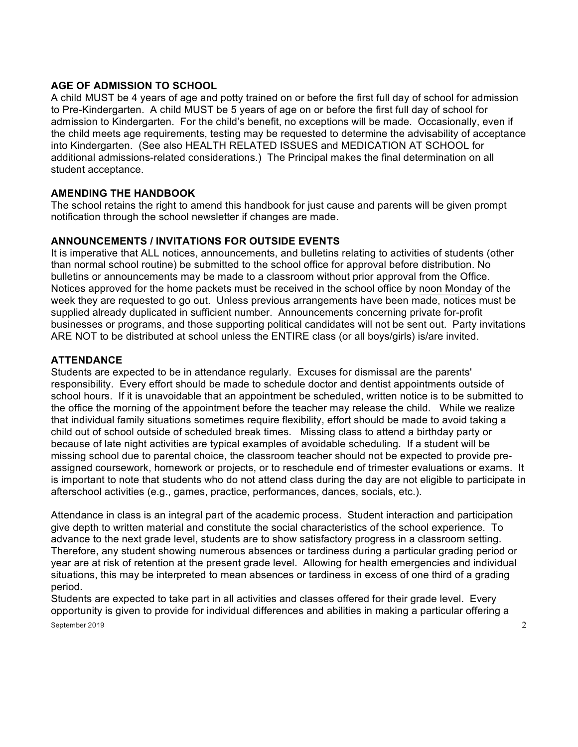## AGE OF ADMISSION TO SCHOOL

A child MUST be 4 years of age and potty trained on or before the first full day of school for admission to Pre-Kindergarten. A child MUST be 5 years of age on or before the first full day of school for admission to Kindergarten. For the child's benefit, no exceptions will be made. Occasionally, even if the child meets age requirements, testing may be requested to determine the advisability of acceptance into Kindergarten. (See also HEALTH RELATED ISSUES and MEDICATION AT SCHOOL for additional admissions-related considerations.) The Principal makes the final determination on all student acceptance.

## AMENDING THE HANDBOOK

The school retains the right to amend this handbook for just cause and parents will be given prompt notification through the school newsletter if changes are made.

## ANNOUNCEMENTS / INVITATIONS FOR OUTSIDE EVENTS

It is imperative that ALL notices, announcements, and bulletins relating to activities of students (other than normal school routine) be submitted to the school office for approval before distribution. No bulletins or announcements may be made to a classroom without prior approval from the Office. Notices approved for the home packets must be received in the school office by noon Monday of the week they are requested to go out. Unless previous arrangements have been made, notices must be supplied already duplicated in sufficient number. Announcements concerning private for-profit businesses or programs, and those supporting political candidates will not be sent out. Party invitations ARE NOT to be distributed at school unless the ENTIRE class (or all boys/girls) is/are invited.

## ATTENDANCE

Students are expected to be in attendance regularly. Excuses for dismissal are the parents' responsibility. Every effort should be made to schedule doctor and dentist appointments outside of school hours. If it is unavoidable that an appointment be scheduled, written notice is to be submitted to the office the morning of the appointment before the teacher may release the child. While we realize that individual family situations sometimes require flexibility, effort should be made to avoid taking a child out of school outside of scheduled break times. Missing class to attend a birthday party or because of late night activities are typical examples of avoidable scheduling. If a student will be missing school due to parental choice, the classroom teacher should not be expected to provide pre-assigned coursework, homework or projects, or to reschedule end of trimester evaluations or exams. It is important to note that students who do not attend class during the day are not eligible to participate in afterschool activities (e.g., games, practice, performances, dances, socials, etc.).

Attendance in class is an integral part of the academic process. Student interaction and participation give depth to written material and constitute the social characteristics of the school experience. To advance to the next grade level, students are to show satisfactory progress in a classroom setting. Therefore, any student showing numerous absences or tardiness during a particular grading period or year are at risk of retention at the present grade level. Allowing for health emergencies and individual situations, this may be interpreted to mean absences or tardiness in excess of one third of a grading period.

Students are expected to take part in all activities and classes offered for their grade level. Every opportunity is given to provide for individual differences and abilities in making a particular offering a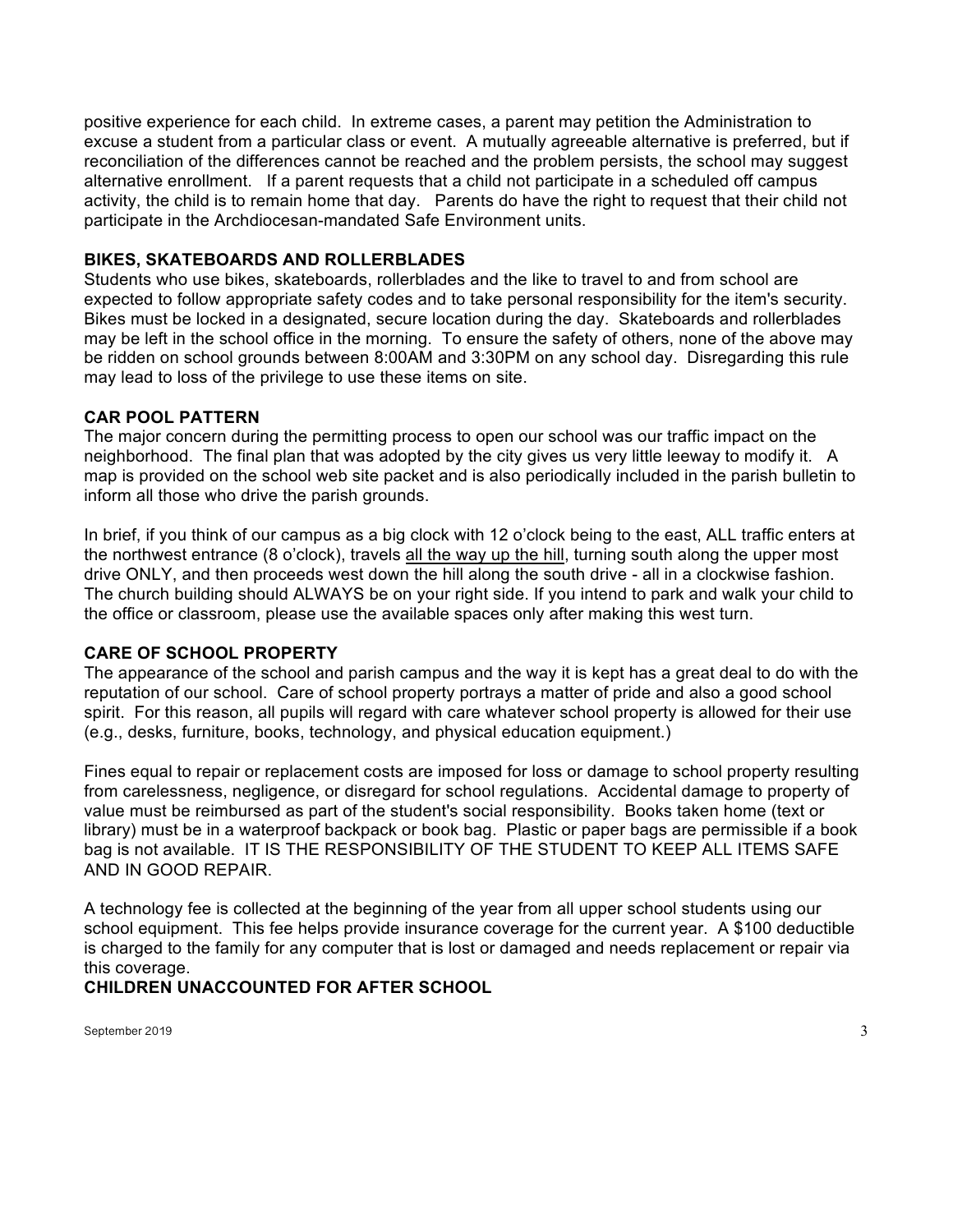positive experience for each child. In extreme cases, a parent may petition the Administration to excuse a student from a particular class or event. A mutually agreeable alternative is preferred, but if reconciliation of the differences cannot be reached and the problem persists, the school may suggest alternative enrollment. If a parent requests that a child not participate in a scheduled off campus activity, the child is to remain home that day. Parents do have the right to request that their child not participate in the Archdiocesan-mandated Safe Environment units.

**BIKES, SKATEBOARDS AND ROLLERBLADES**

Students who use bikes, skateboards, rollerblades and the like to travel to and from school are expected to follow appropriate safety codes and to take personal responsibility for the item's security. Bikes must be locked in a designated, secure location during the day. Skateboards and rollerblades may be left in the school office in the morning. To ensure the safety of others, none of the above may be ridden on school grounds between 8:00AM and 3:30PM on any school day. Disregarding this rule may lead to loss of the privilege to use these items on site.

**CAR POOL PATTERN**

The major concern during the permitting process to open our school was our traffic impact on the neighborhood. The final plan that was adopted by the city gives us very little leeway to modify it. A map is provided on the school web site packet and is also periodically included in the parish bulletin to inform all those who drive the parish grounds.

In brief, if you think of our campus as a big clock with 12 o'clock being to the east, ALL traffic enters at the northwest entrance (8 o'clock), travels all the way up the hill, turning south along the upper most drive ONLY, and then proceeds west down the hill along the south drive - all in a clockwise fashion. The church building should ALWAYS be on your right side. If you intend to park and walk your child to the office or classroom, please use the available spaces only after making this west turn.

**CARE OF SCHOOL PROPERTY**

The appearance of the school and parish campus and the way it is kept has a great deal to do with the reputation of our school. Care of school property portrays a matter of pride and also a good school spirit. For this reason, all pupils will regard with care whatever school property is allowed for their use (e.g., desks, furniture, books, technology, and physical education equipment.)

Fines equal to repair or replacement costs are imposed for loss or damage to school property resulting from carelessness, negligence, or disregard for school regulations. Accidental damage to property of value must be reimbursed as part of the student's social responsibility. Books taken home (text or library) must be in a waterproof backpack or book bag. Plastic or paper bags are permissible if a book bag is not available. IT IS THE RESPONSIBILITY OF THE STUDENT TO KEEP ALL ITEMS SAFE AND IN GOOD REPAIR.

A technology fee is collected at the beginning of the year from all upper school students using our school equipment. This fee helps provide insurance coverage for the current year. A $100 deductible is charged to the family for any computer that is lost or damaged and needs replacement or repair via this coverage.

**CHILDREN UNACCOUNTED FOR AFTER SCHOOL**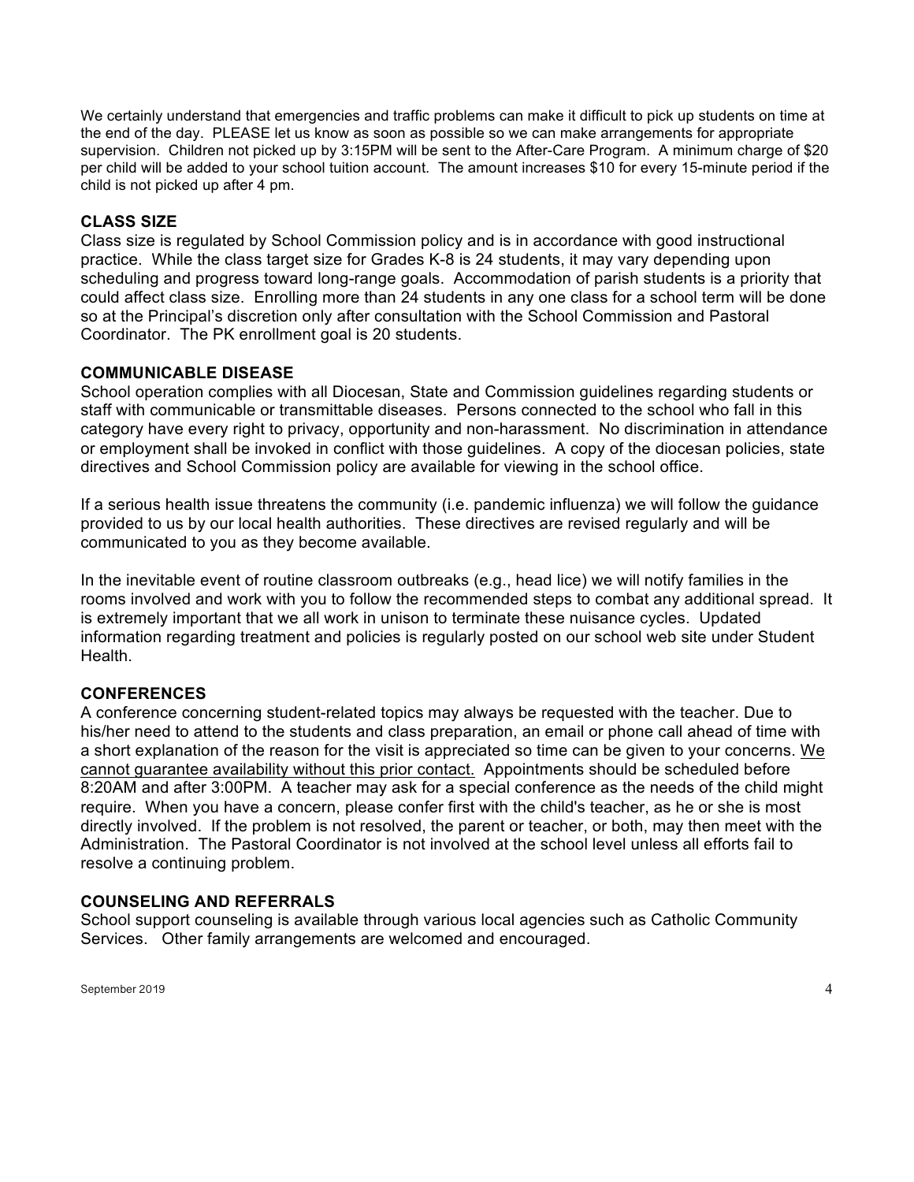We certainly understand that emergencies and traffic problems can make it difficult to pick up students on time at the end of the day. PLEASE let us know as soon as possible so we can make arrangements for appropriate supervision. Children not picked up by 3:15PM will be sent to the After-Care Program. A minimum charge of $20 per child will be added to your school tuition account. The amount increases $10 for every 15-minute period if the child is not picked up after 4 pm.

## CLASS SIZE

Class size is regulated by School Commission policy and is in accordance with good instructional practice. While the class target size for Grades K-8 is 24 students, it may vary depending upon scheduling and progress toward long-range goals. Accommodation of parish students is a priority that could affect class size. Enrolling more than 24 students in any one class for a school term will be done so at the Principal's discretion only after consultation with the School Commission and Pastoral Coordinator. The PK enrollment goal is 20 students.

## COMMUNICABLE DISEASE

School operation complies with all Diocesan, State and Commission guidelines regarding students or staff with communicable or transmittable diseases. Persons connected to the school who fall in this category have every right to privacy, opportunity and non-harassment. No discrimination in attendance or employment shall be invoked in conflict with those guidelines. A copy of the diocesan policies, state directives and School Commission policy are available for viewing in the school office.

If a serious health issue threatens the community (i.e. pandemic influenza) we will follow the guidance provided to us by our local health authorities. These directives are revised regularly and will be communicated to you as they become available.

In the inevitable event of routine classroom outbreaks (e.g., head lice) we will notify families in the rooms involved and work with you to follow the recommended steps to combat any additional spread. It is extremely important that we all work in unison to terminate these nuisance cycles. Updated information regarding treatment and policies is regularly posted on our school web site under Student Health.

## CONFERENCES

A conference concerning student-related topics may always be requested with the teacher. Due to his/her need to attend to the students and class preparation, an email or phone call ahead of time with a short explanation of the reason for the visit is appreciated so time can be given to your concerns. <u>We cannot guarantee availability without this prior contact.</u> Appointments should be scheduled before 8:20AM and after 3:00PM. A teacher may ask for a special conference as the needs of the child might require. When you have a concern, please confer first with the child's teacher, as he or she is most directly involved. If the problem is not resolved, the parent or teacher, or both, may then meet with the Administration. The Pastoral Coordinator is not involved at the school level unless all efforts fail to resolve a continuing problem.

## COUNSELING AND REFERRALS

School support counseling is available through various local agencies such as Catholic Community Services. Other family arrangements are welcomed and encouraged.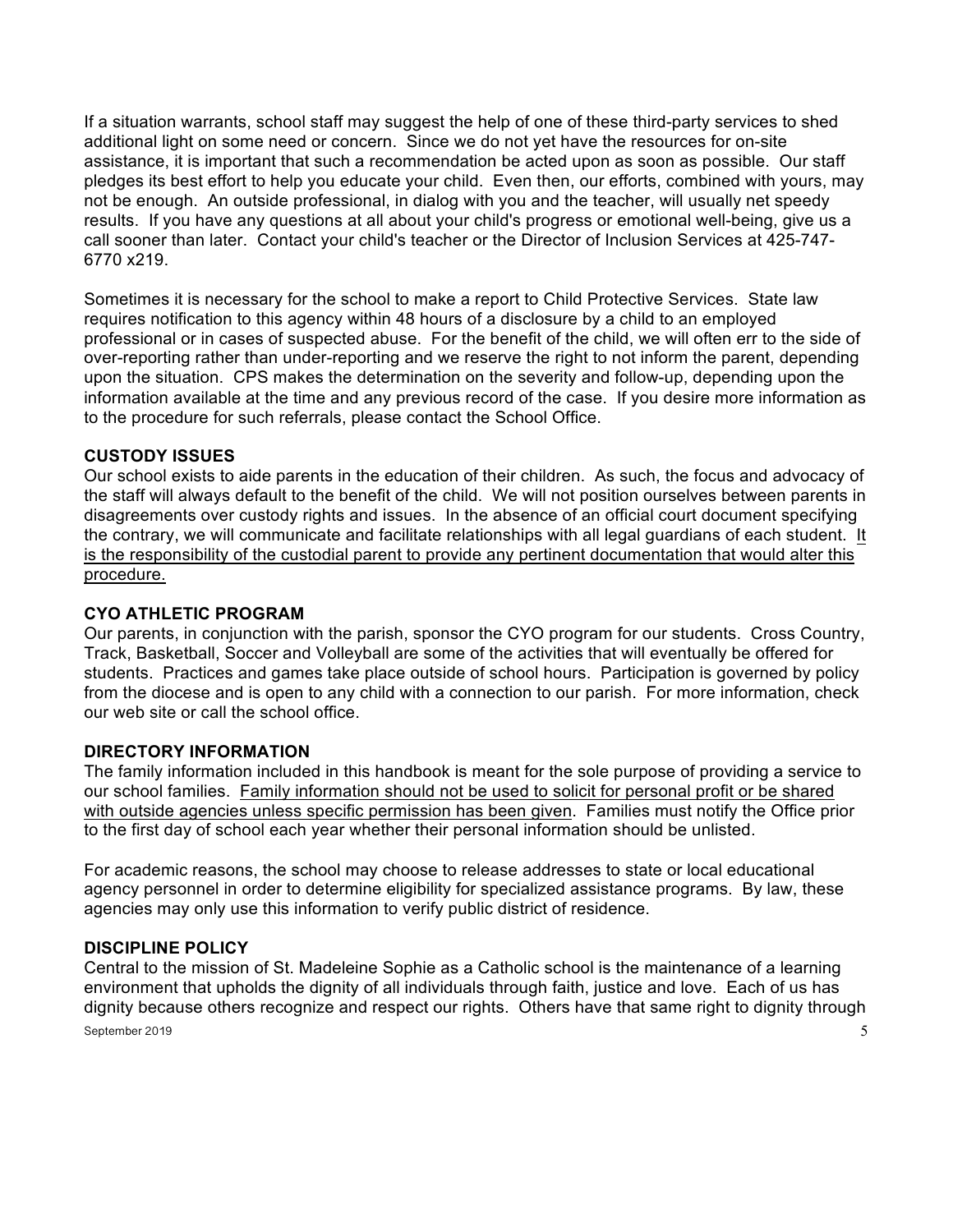If a situation warrants, school staff may suggest the help of one of these third-party services to shed additional light on some need or concern. Since we do not yet have the resources for on-site assistance, it is important that such a recommendation be acted upon as soon as possible. Our staff pledges its best effort to help you educate your child. Even then, our efforts, combined with yours, may not be enough. An outside professional, in dialog with you and the teacher, will usually net speedy results. If you have any questions at all about your child's progress or emotional well-being, give us a call sooner than later. Contact your child's teacher or the Director of Inclusion Services at 425-747-6770 x219.

Sometimes it is necessary for the school to make a report to Child Protective Services. State law requires notification to this agency within 48 hours of a disclosure by a child to an employed professional or in cases of suspected abuse. For the benefit of the child, we will often err to the side of over-reporting rather than under-reporting and we reserve the right to not inform the parent, depending upon the situation. CPS makes the determination on the severity and follow-up, depending upon the information available at the time and any previous record of the case. If you desire more information as to the procedure for such referrals, please contact the School Office.

**CUSTODY ISSUES**

Our school exists to aide parents in the education of their children. As such, the focus and advocacy of the staff will always default to the benefit of the child. We will not position ourselves between parents in disagreements over custody rights and issues. In the absence of an official court document specifying the contrary, we will communicate and facilitate relationships with all legal guardians of each student. <u>It is the responsibility of the custodial parent to provide any pertinent documentation that would alter this procedure.</u>

**CYO ATHLETIC PROGRAM**

Our parents, in conjunction with the parish, sponsor the CYO program for our students. Cross Country, Track, Basketball, Soccer and Volleyball are some of the activities that will eventually be offered for students. Practices and games take place outside of school hours. Participation is governed by policy from the diocese and is open to any child with a connection to our parish. For more information, check our web site or call the school office.

**DIRECTORY INFORMATION**

The family information included in this handbook is meant for the sole purpose of providing a service to our school families. <u>Family information should not be used to solicit for personal profit or be shared with outside agencies unless specific permission has been given</u>. Families must notify the Office prior to the first day of school each year whether their personal information should be unlisted.

For academic reasons, the school may choose to release addresses to state or local educational agency personnel in order to determine eligibility for specialized assistance programs. By law, these agencies may only use this information to verify public district of residence.

**DISCIPLINE POLICY**

Central to the mission of St. Madeleine Sophie as a Catholic school is the maintenance of a learning environment that upholds the dignity of all individuals through faith, justice and love. Each of us has dignity because others recognize and respect our rights. Others have that same right to dignity through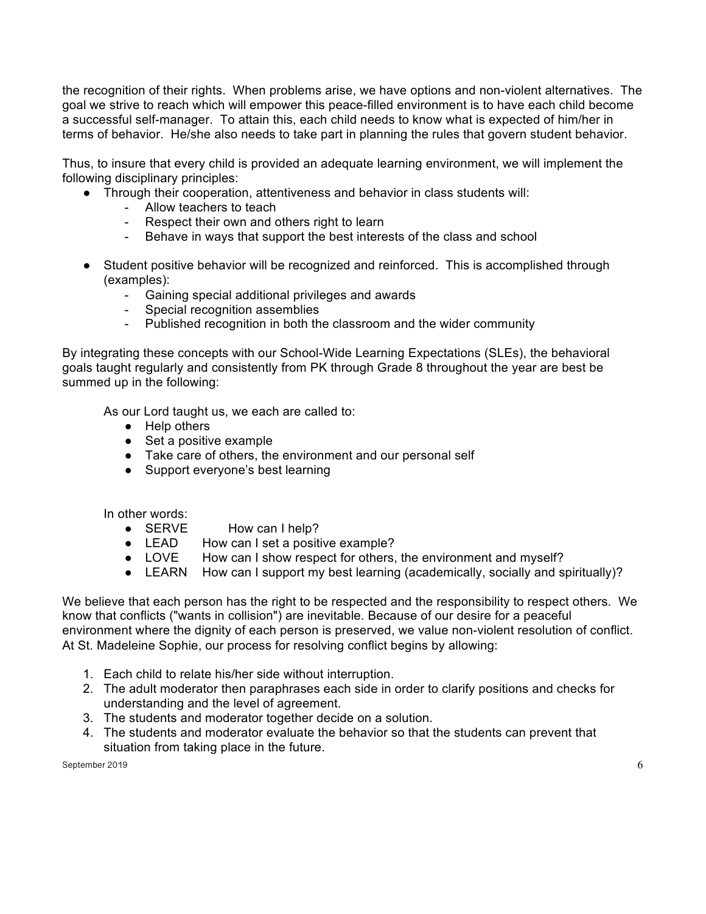the recognition of their rights. When problems arise, we have options and non-violent alternatives. The goal we strive to reach which will empower this peace-filled environment is to have each child become a successful self-manager. To attain this, each child needs to know what is expected of him/her in terms of behavior. He/she also needs to take part in planning the rules that govern student behavior.

Thus, to insure that every child is provided an adequate learning environment, we will implement the following disciplinary principles:

- Through their cooperation, attentiveness and behavior in class students will:
  - Allow teachers to teach
  - Respect their own and others right to learn
  - Behave in ways that support the best interests of the class and school

- Student positive behavior will be recognized and reinforced. This is accomplished through (examples):
  - Gaining special additional privileges and awards
  - Special recognition assemblies
  - Published recognition in both the classroom and the wider community

By integrating these concepts with our School-Wide Learning Expectations (SLEs), the behavioral goals taught regularly and consistently from PK through Grade 8 throughout the year are best be summed up in the following:

As our Lord taught us, we each are called to:

- Help others
- Set a positive example
- Take care of others, the environment and our personal self
- Support everyone's best learning

In other words:

- SERVE How can I help?
- LEAD How can I set a positive example?
- LOVE How can I show respect for others, the environment and myself?
- LEARN How can I support my best learning (academically, socially and spiritually)?

We believe that each person has the right to be respected and the responsibility to respect others. We know that conflicts ("wants in collision") are inevitable. Because of our desire for a peaceful environment where the dignity of each person is preserved, we value non-violent resolution of conflict. At St. Madeleine Sophie, our process for resolving conflict begins by allowing:

1. Each child to relate his/her side without interruption.
2. The adult moderator then paraphrases each side in order to clarify positions and checks for understanding and the level of agreement.
3. The students and moderator together decide on a solution.
4. The students and moderator evaluate the behavior so that the students can prevent that situation from taking place in the future.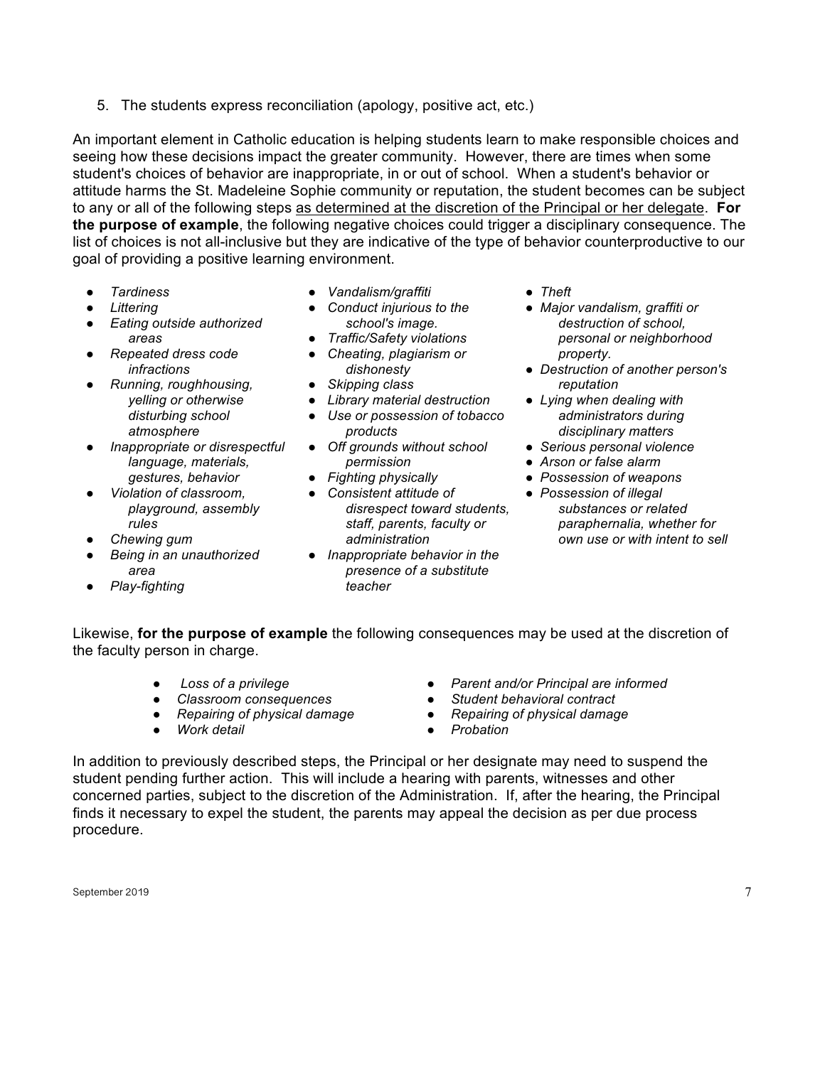5. The students express reconciliation (apology, positive act, etc.)

An important element in Catholic education is helping students learn to make responsible choices and seeing how these decisions impact the greater community. However, there are times when some student's choices of behavior are inappropriate, in or out of school. When a student's behavior or attitude harms the St. Madeleine Sophie community or reputation, the student becomes can be subject to any or all of the following steps <u>as determined at the discretion of the Principal or her delegate</u>. **For the purpose of example**, the following negative choices could trigger a disciplinary consequence. The list of choices is not all-inclusive but they are indicative of the type of behavior counterproductive to our goal of providing a positive learning environment.

- *Tardiness*
- *Littering*
- *Eating outside authorized areas*
- *Repeated dress code infractions*
- *Running, roughhousing, yelling or otherwise disturbing school atmosphere*
- *Inappropriate or disrespectful language, materials, gestures, behavior*
- *Violation of classroom, playground, assembly rules*
- *Chewing gum*
- *Being in an unauthorized area*
- *Play-fighting*
- *Vandalism/graffiti*
- *Conduct injurious to the school's image.*
- *Traffic/Safety violations*
- *Cheating, plagiarism or dishonesty*
- *Skipping class*
- *Library material destruction*
- *Use or possession of tobacco products*
- *Off grounds without school permission*
- *Fighting physically*
- *Consistent attitude of disrespect toward students, staff, parents, faculty or administration*
- *Inappropriate behavior in the presence of a substitute teacher*
- *Theft*
- *Major vandalism, graffiti or destruction of school, personal or neighborhood property.*
- *Destruction of another person's reputation*
- *Lying when dealing with administrators during disciplinary matters*
- *Serious personal violence*
- *Arson or false alarm*
- *Possession of weapons*
- *Possession of illegal substances or related paraphernalia, whether for own use or with intent to sell*

Likewise, **for the purpose of example** the following consequences may be used at the discretion of the faculty person in charge.

- *Loss of a privilege*
- *Classroom consequences*
- *Repairing of physical damage*
- *Work detail*
- *Parent and/or Principal are informed*
- *Student behavioral contract*
- *Repairing of physical damage*
- *Probation*

In addition to previously described steps, the Principal or her designate may need to suspend the student pending further action. This will include a hearing with parents, witnesses and other concerned parties, subject to the discretion of the Administration. If, after the hearing, the Principal finds it necessary to expel the student, the parents may appeal the decision as per due process procedure.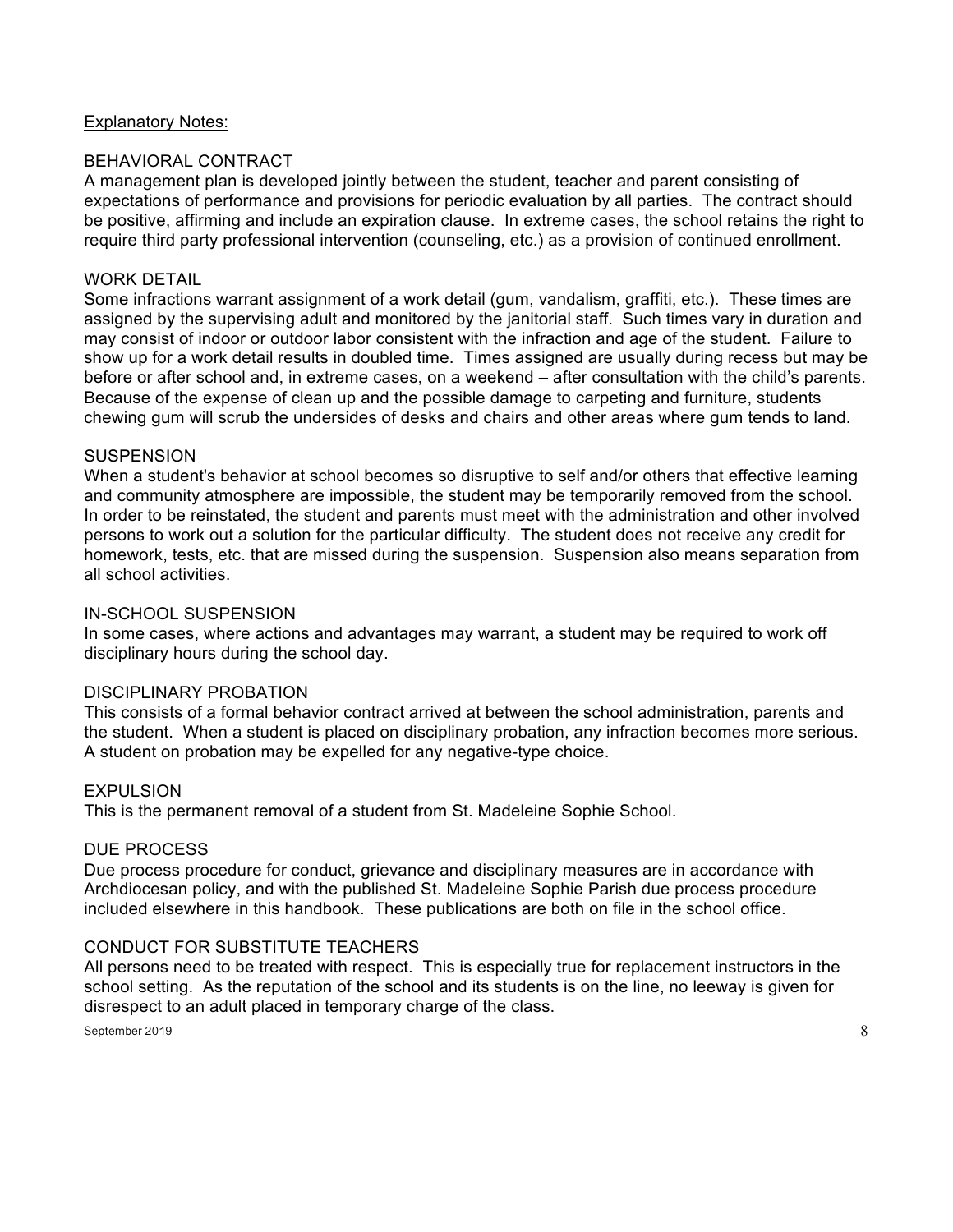Explanatory Notes:

## BEHAVIORAL CONTRACT

A management plan is developed jointly between the student, teacher and parent consisting of expectations of performance and provisions for periodic evaluation by all parties. The contract should be positive, affirming and include an expiration clause. In extreme cases, the school retains the right to require third party professional intervention (counseling, etc.) as a provision of continued enrollment.

## WORK DETAIL

Some infractions warrant assignment of a work detail (gum, vandalism, graffiti, etc.). These times are assigned by the supervising adult and monitored by the janitorial staff. Such times vary in duration and may consist of indoor or outdoor labor consistent with the infraction and age of the student. Failure to show up for a work detail results in doubled time. Times assigned are usually during recess but may be before or after school and, in extreme cases, on a weekend – after consultation with the child's parents. Because of the expense of clean up and the possible damage to carpeting and furniture, students chewing gum will scrub the undersides of desks and chairs and other areas where gum tends to land.

## SUSPENSION

When a student's behavior at school becomes so disruptive to self and/or others that effective learning and community atmosphere are impossible, the student may be temporarily removed from the school. In order to be reinstated, the student and parents must meet with the administration and other involved persons to work out a solution for the particular difficulty. The student does not receive any credit for homework, tests, etc. that are missed during the suspension. Suspension also means separation from all school activities.

## IN-SCHOOL SUSPENSION

In some cases, where actions and advantages may warrant, a student may be required to work off disciplinary hours during the school day.

## DISCIPLINARY PROBATION

This consists of a formal behavior contract arrived at between the school administration, parents and the student. When a student is placed on disciplinary probation, any infraction becomes more serious. A student on probation may be expelled for any negative-type choice.

## EXPULSION

This is the permanent removal of a student from St. Madeleine Sophie School.

## DUE PROCESS

Due process procedure for conduct, grievance and disciplinary measures are in accordance with Archdiocesan policy, and with the published St. Madeleine Sophie Parish due process procedure included elsewhere in this handbook. These publications are both on file in the school office.

## CONDUCT FOR SUBSTITUTE TEACHERS

All persons need to be treated with respect. This is especially true for replacement instructors in the school setting. As the reputation of the school and its students is on the line, no leeway is given for disrespect to an adult placed in temporary charge of the class.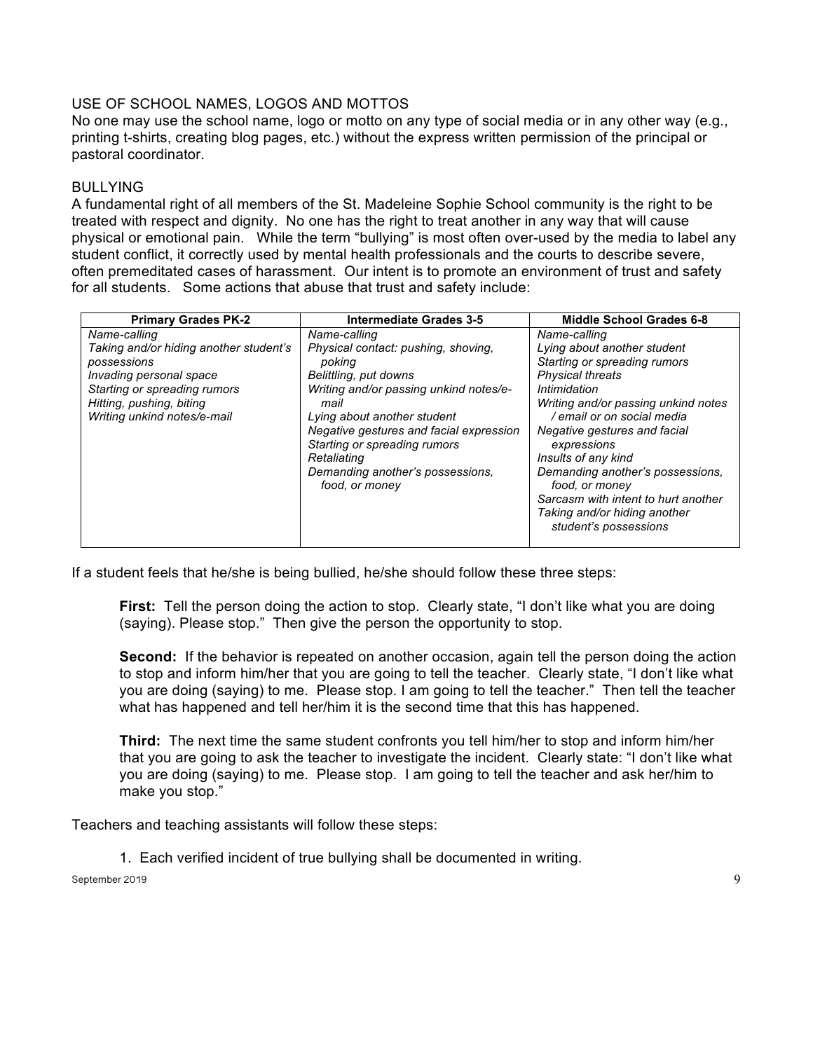## USE OF SCHOOL NAMES, LOGOS AND MOTTOS

No one may use the school name, logo or motto on any type of social media or in any other way (e.g., printing t-shirts, creating blog pages, etc.) without the express written permission of the principal or pastoral coordinator.

## BULLYING

A fundamental right of all members of the St. Madeleine Sophie School community is the right to be treated with respect and dignity. No one has the right to treat another in any way that will cause physical or emotional pain. While the term "bullying" is most often over-used by the media to label any student conflict, it correctly used by mental health professionals and the courts to describe severe, often premeditated cases of harassment. Our intent is to promote an environment of trust and safety for all students. Some actions that abuse that trust and safety include:

| Primary Grades PK-2 | Intermediate Grades 3-5 | Middle School Grades 6-8 |
|---|---|---|
| *Name-calling*<br>*Taking and/or hiding another student's possessions*<br>*Invading personal space*<br>*Starting or spreading rumors*<br>*Hitting, pushing, biting*<br>*Writing unkind notes/e-mail* | *Name-calling*<br>*Physical contact: pushing, shoving, poking*<br>*Belittling, put downs*<br>*Writing and/or passing unkind notes/e-mail*<br>*Lying about another student*<br>*Negative gestures and facial expression*<br>*Starting or spreading rumors*<br>*Retaliating*<br>*Demanding another's possessions, food, or money* | *Name-calling*<br>*Lying about another student*<br>*Starting or spreading rumors*<br>*Physical threats*<br>*Intimidation*<br>*Writing and/or passing unkind notes / email or on social media*<br>*Negative gestures and facial expressions*<br>*Insults of any kind*<br>*Demanding another's possessions, food, or money*<br>*Sarcasm with intent to hurt another*<br>*Taking and/or hiding another student's possessions* |

If a student feels that he/she is being bullied, he/she should follow these three steps:

**First:** Tell the person doing the action to stop. Clearly state, "I don't like what you are doing (saying). Please stop." Then give the person the opportunity to stop.

**Second:** If the behavior is repeated on another occasion, again tell the person doing the action to stop and inform him/her that you are going to tell the teacher. Clearly state, "I don't like what you are doing (saying) to me. Please stop. I am going to tell the teacher." Then tell the teacher what has happened and tell her/him it is the second time that this has happened.

**Third:** The next time the same student confronts you tell him/her to stop and inform him/her that you are going to ask the teacher to investigate the incident. Clearly state: "I don't like what you are doing (saying) to me. Please stop. I am going to tell the teacher and ask her/him to make you stop."

Teachers and teaching assistants will follow these steps:

1. Each verified incident of true bullying shall be documented in writing.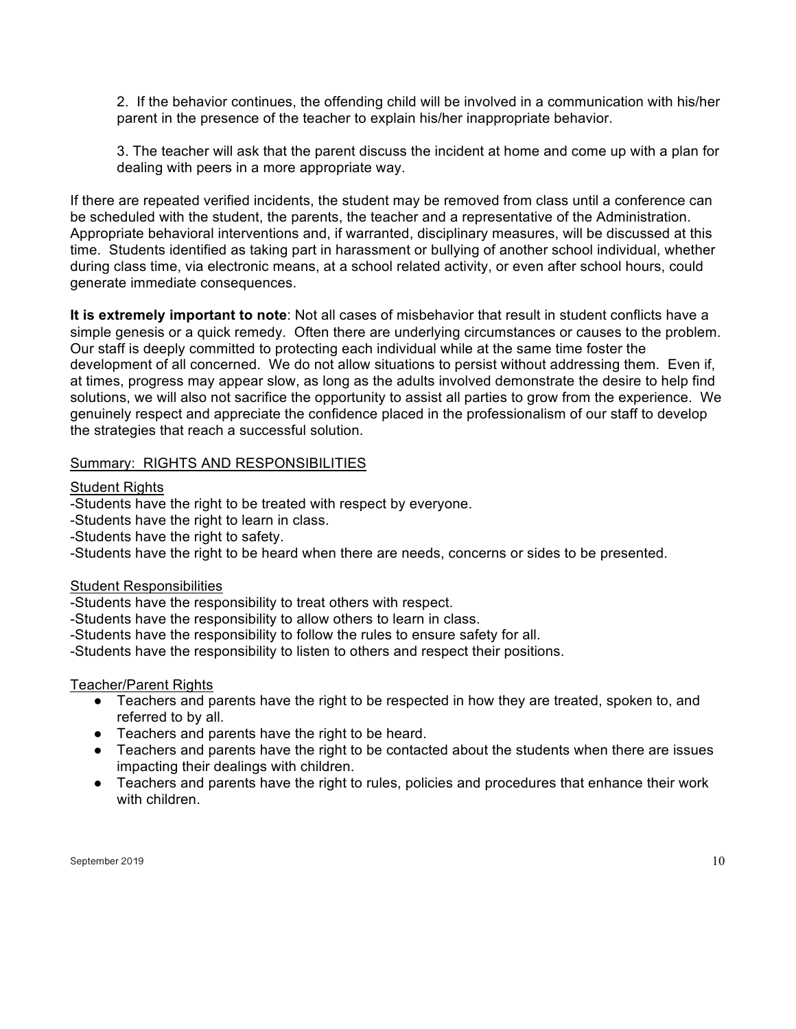2. If the behavior continues, the offending child will be involved in a communication with his/her parent in the presence of the teacher to explain his/her inappropriate behavior.

3. The teacher will ask that the parent discuss the incident at home and come up with a plan for dealing with peers in a more appropriate way.

If there are repeated verified incidents, the student may be removed from class until a conference can be scheduled with the student, the parents, the teacher and a representative of the Administration. Appropriate behavioral interventions and, if warranted, disciplinary measures, will be discussed at this time. Students identified as taking part in harassment or bullying of another school individual, whether during class time, via electronic means, at a school related activity, or even after school hours, could generate immediate consequences.

**It is extremely important to note**: Not all cases of misbehavior that result in student conflicts have a simple genesis or a quick remedy. Often there are underlying circumstances or causes to the problem. Our staff is deeply committed to protecting each individual while at the same time foster the development of all concerned. We do not allow situations to persist without addressing them. Even if, at times, progress may appear slow, as long as the adults involved demonstrate the desire to help find solutions, we will also not sacrifice the opportunity to assist all parties to grow from the experience. We genuinely respect and appreciate the confidence placed in the professionalism of our staff to develop the strategies that reach a successful solution.

<u>Summary: RIGHTS AND RESPONSIBILITIES</u>

<u>Student Rights</u>

-Students have the right to be treated with respect by everyone.
-Students have the right to learn in class.
-Students have the right to safety.
-Students have the right to be heard when there are needs, concerns or sides to be presented.

<u>Student Responsibilities</u>

-Students have the responsibility to treat others with respect.
-Students have the responsibility to allow others to learn in class.
-Students have the responsibility to follow the rules to ensure safety for all.
-Students have the responsibility to listen to others and respect their positions.

<u>Teacher/Parent Rights</u>

- Teachers and parents have the right to be respected in how they are treated, spoken to, and referred to by all.
- Teachers and parents have the right to be heard.
- Teachers and parents have the right to be contacted about the students when there are issues impacting their dealings with children.
- Teachers and parents have the right to rules, policies and procedures that enhance their work with children.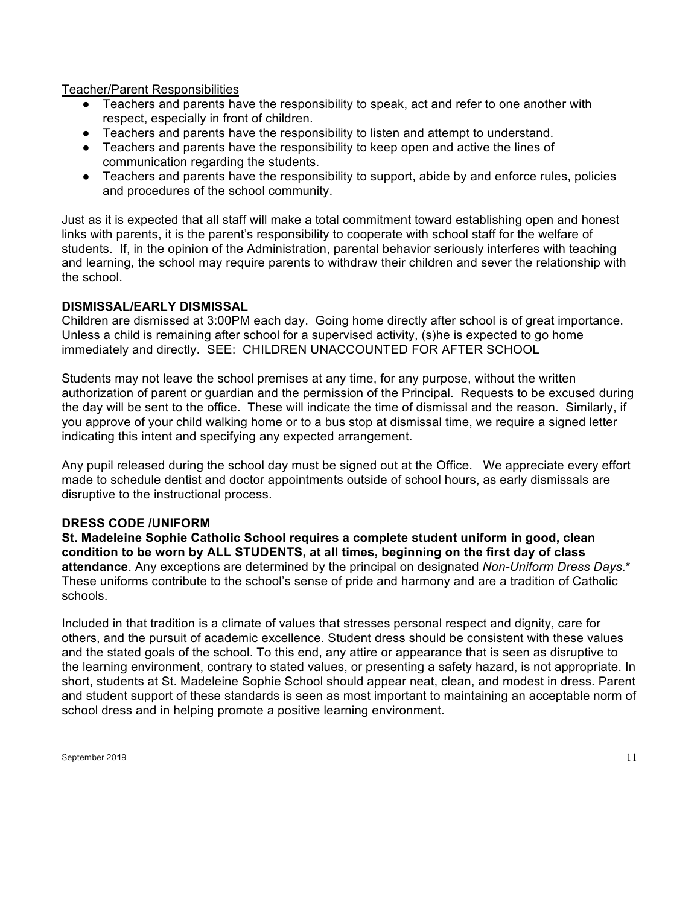Teacher/Parent Responsibilities

- Teachers and parents have the responsibility to speak, act and refer to one another with respect, especially in front of children.
- Teachers and parents have the responsibility to listen and attempt to understand.
- Teachers and parents have the responsibility to keep open and active the lines of communication regarding the students.
- Teachers and parents have the responsibility to support, abide by and enforce rules, policies and procedures of the school community.

Just as it is expected that all staff will make a total commitment toward establishing open and honest links with parents, it is the parent's responsibility to cooperate with school staff for the welfare of students. If, in the opinion of the Administration, parental behavior seriously interferes with teaching and learning, the school may require parents to withdraw their children and sever the relationship with the school.

## DISMISSAL/EARLY DISMISSAL

Children are dismissed at 3:00PM each day. Going home directly after school is of great importance. Unless a child is remaining after school for a supervised activity, (s)he is expected to go home immediately and directly. SEE: CHILDREN UNACCOUNTED FOR AFTER SCHOOL

Students may not leave the school premises at any time, for any purpose, without the written authorization of parent or guardian and the permission of the Principal. Requests to be excused during the day will be sent to the office. These will indicate the time of dismissal and the reason. Similarly, if you approve of your child walking home or to a bus stop at dismissal time, we require a signed letter indicating this intent and specifying any expected arrangement.

Any pupil released during the school day must be signed out at the Office. We appreciate every effort made to schedule dentist and doctor appointments outside of school hours, as early dismissals are disruptive to the instructional process.

## DRESS CODE /UNIFORM

**St. Madeleine Sophie Catholic School requires a complete student uniform in good, clean condition to be worn by ALL STUDENTS, at all times, beginning on the first day of class attendance**. Any exceptions are determined by the principal on designated *Non-Uniform Dress Days*.**\*** These uniforms contribute to the school's sense of pride and harmony and are a tradition of Catholic schools.

Included in that tradition is a climate of values that stresses personal respect and dignity, care for others, and the pursuit of academic excellence. Student dress should be consistent with these values and the stated goals of the school. To this end, any attire or appearance that is seen as disruptive to the learning environment, contrary to stated values, or presenting a safety hazard, is not appropriate. In short, students at St. Madeleine Sophie School should appear neat, clean, and modest in dress. Parent and student support of these standards is seen as most important to maintaining an acceptable norm of school dress and in helping promote a positive learning environment.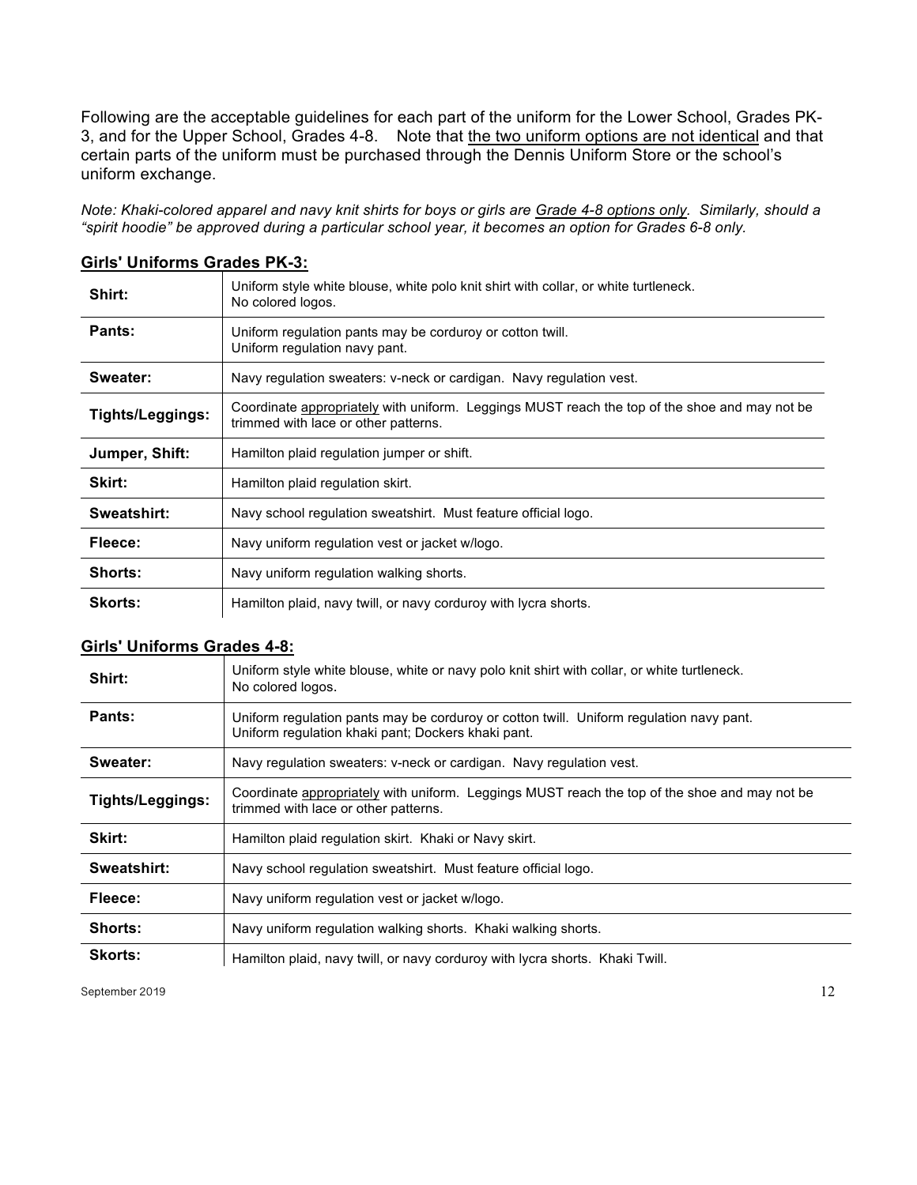Following are the acceptable guidelines for each part of the uniform for the Lower School, Grades PK-3, and for the Upper School, Grades 4-8. Note that <u>the two uniform options are not identical</u> and that certain parts of the uniform must be purchased through the Dennis Uniform Store or the school's uniform exchange.

*Note: Khaki-colored apparel and navy knit shirts for boys or girls are <u>Grade 4-8 options only</u>. Similarly, should a "spirit hoodie" be approved during a particular school year, it becomes an option for Grades 6-8 only.*

**<u>Girls' Uniforms Grades PK-3:</u>**

| | |
|---|---|
| **Shirt:** | Uniform style white blouse, white polo knit shirt with collar, or white turtleneck. No colored logos. |
| **Pants:** | Uniform regulation pants may be corduroy or cotton twill. Uniform regulation navy pant. |
| **Sweater:** | Navy regulation sweaters: v-neck or cardigan. Navy regulation vest. |
| **Tights/Leggings:** | Coordinate <u>appropriately</u> with uniform. Leggings MUST reach the top of the shoe and may not be trimmed with lace or other patterns. |
| **Jumper, Shift:** | Hamilton plaid regulation jumper or shift. |
| **Skirt:** | Hamilton plaid regulation skirt. |
| **Sweatshirt:** | Navy school regulation sweatshirt. Must feature official logo. |
| **Fleece:** | Navy uniform regulation vest or jacket w/logo. |
| **Shorts:** | Navy uniform regulation walking shorts. |
| **Skorts:** | Hamilton plaid, navy twill, or navy corduroy with lycra shorts. |

**<u>Girls' Uniforms Grades 4-8:</u>**

| | |
|---|---|
| **Shirt:** | Uniform style white blouse, white or navy polo knit shirt with collar, or white turtleneck. No colored logos. |
| **Pants:** | Uniform regulation pants may be corduroy or cotton twill. Uniform regulation navy pant. Uniform regulation khaki pant; Dockers khaki pant. |
| **Sweater:** | Navy regulation sweaters: v-neck or cardigan. Navy regulation vest. |
| **Tights/Leggings:** | Coordinate <u>appropriately</u> with uniform. Leggings MUST reach the top of the shoe and may not be trimmed with lace or other patterns. |
| **Skirt:** | Hamilton plaid regulation skirt. Khaki or Navy skirt. |
| **Sweatshirt:** | Navy school regulation sweatshirt. Must feature official logo. |
| **Fleece:** | Navy uniform regulation vest or jacket w/logo. |
| **Shorts:** | Navy uniform regulation walking shorts. Khaki walking shorts. |
| **Skorts:** | Hamilton plaid, navy twill, or navy corduroy with lycra shorts. Khaki Twill. |

September 2019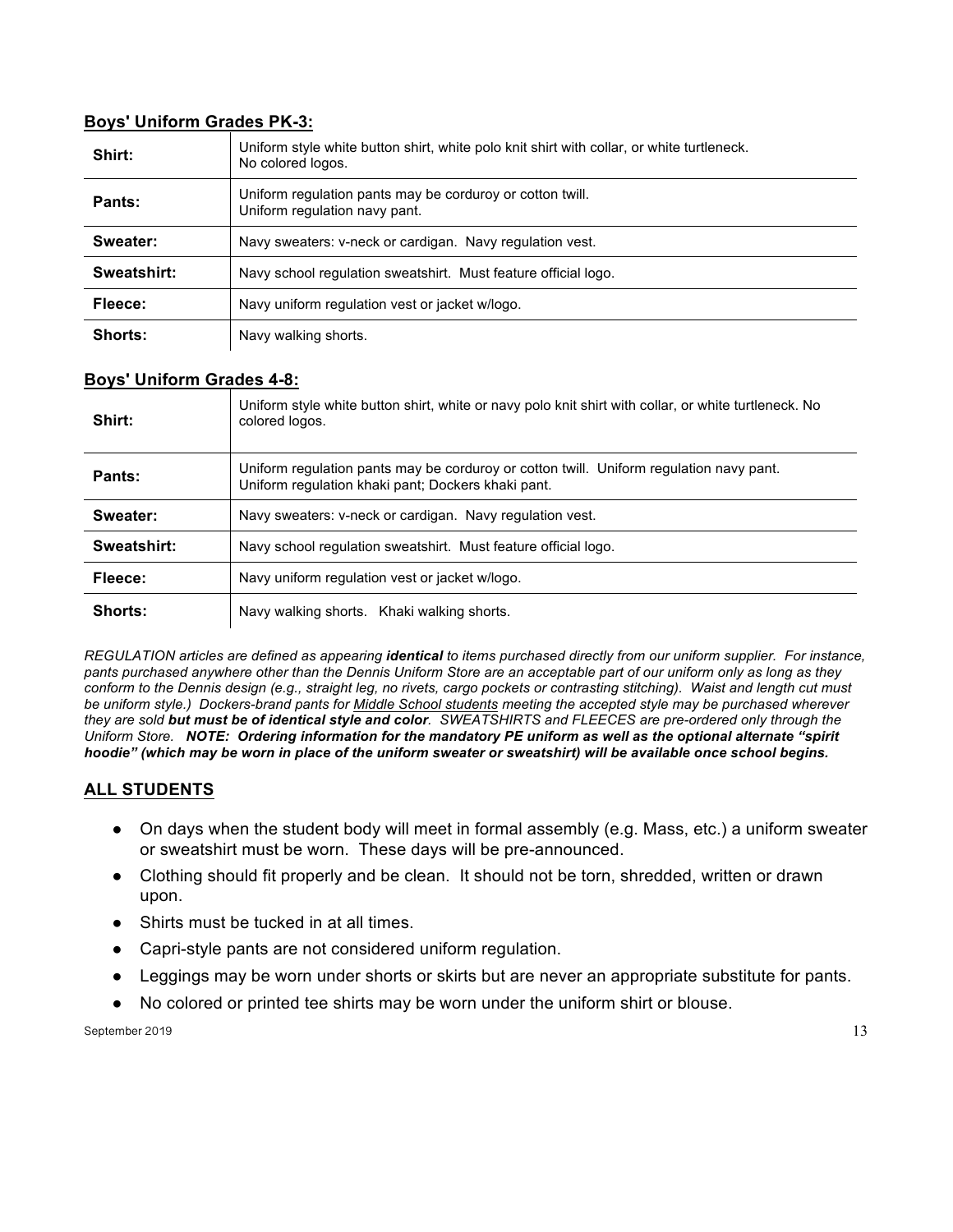## Boys' Uniform Grades PK-3:

| | |
|---|---|
| **Shirt:** | Uniform style white button shirt, white polo knit shirt with collar, or white turtleneck. No colored logos. |
| **Pants:** | Uniform regulation pants may be corduroy or cotton twill. Uniform regulation navy pant. |
| **Sweater:** | Navy sweaters: v-neck or cardigan. Navy regulation vest. |
| **Sweatshirt:** | Navy school regulation sweatshirt. Must feature official logo. |
| **Fleece:** | Navy uniform regulation vest or jacket w/logo. |
| **Shorts:** | Navy walking shorts. |

## Boys' Uniform Grades 4-8:

| | |
|---|---|
| **Shirt:** | Uniform style white button shirt, white or navy polo knit shirt with collar, or white turtleneck. No colored logos. |
| **Pants:** | Uniform regulation pants may be corduroy or cotton twill. Uniform regulation navy pant. Uniform regulation khaki pant; Dockers khaki pant. |
| **Sweater:** | Navy sweaters: v-neck or cardigan. Navy regulation vest. |
| **Sweatshirt:** | Navy school regulation sweatshirt. Must feature official logo. |
| **Fleece:** | Navy uniform regulation vest or jacket w/logo. |
| **Shorts:** | Navy walking shorts. Khaki walking shorts. |

*REGULATION articles are defined as appearing **identical** to items purchased directly from our uniform supplier. For instance, pants purchased anywhere other than the Dennis Uniform Store are an acceptable part of our uniform only as long as they conform to the Dennis design (e.g., straight leg, no rivets, cargo pockets or contrasting stitching). Waist and length cut must be uniform style.) Dockers-brand pants for Middle School students meeting the accepted style may be purchased wherever they are sold **but must be of identical style and color**. SWEATSHIRTS and FLEECES are pre-ordered only through the Uniform Store. **NOTE: Ordering information for the mandatory PE uniform as well as the optional alternate "spirit hoodie" (which may be worn in place of the uniform sweater or sweatshirt) will be available once school begins.***

## ALL STUDENTS

- On days when the student body will meet in formal assembly (e.g. Mass, etc.) a uniform sweater or sweatshirt must be worn. These days will be pre-announced.
- Clothing should fit properly and be clean. It should not be torn, shredded, written or drawn upon.
- Shirts must be tucked in at all times.
- Capri-style pants are not considered uniform regulation.
- Leggings may be worn under shorts or skirts but are never an appropriate substitute for pants.
- No colored or printed tee shirts may be worn under the uniform shirt or blouse.

September 2019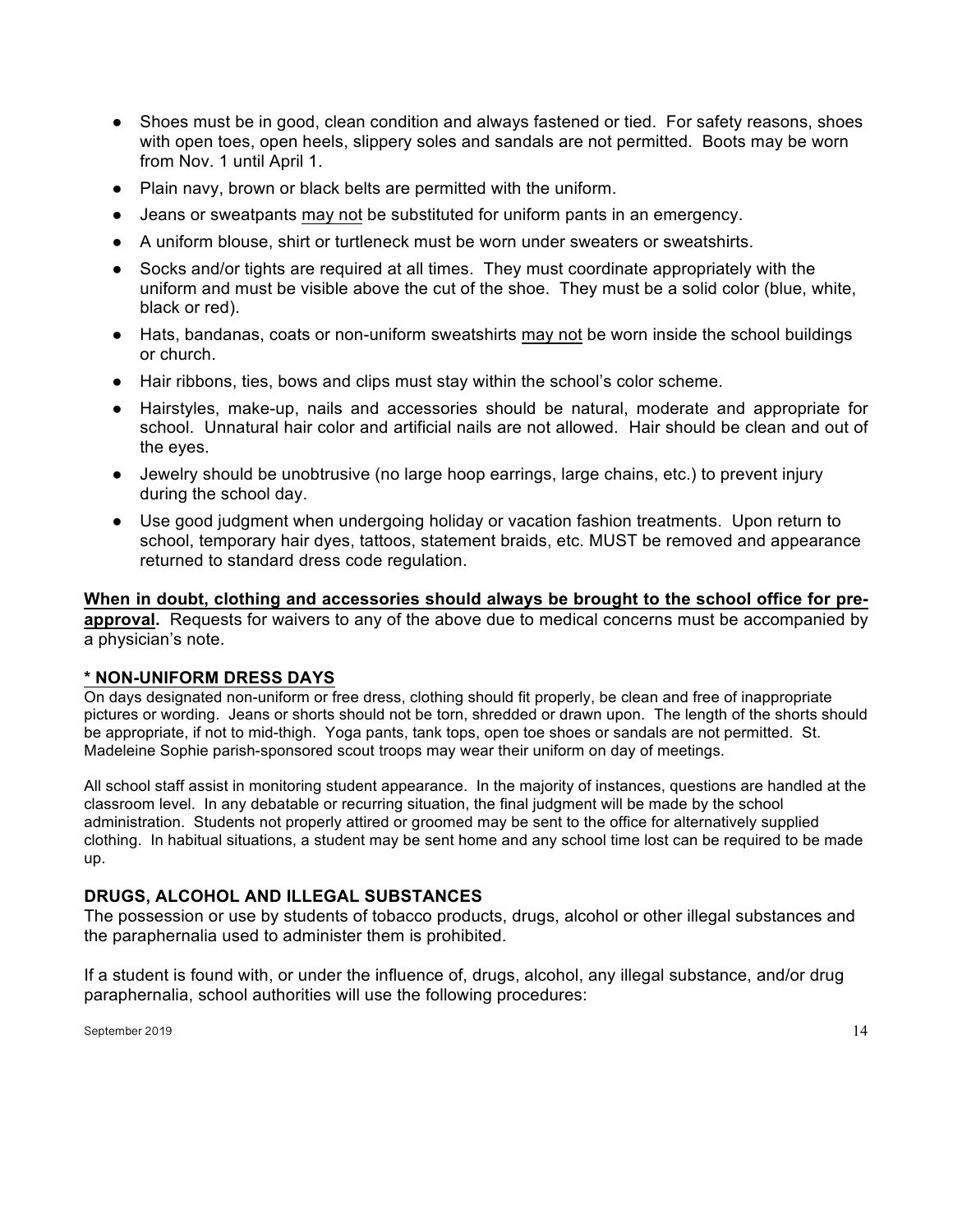- Shoes must be in good, clean condition and always fastened or tied. For safety reasons, shoes with open toes, open heels, slippery soles and sandals are not permitted. Boots may be worn from Nov. 1 until April 1.
- Plain navy, brown or black belts are permitted with the uniform.
- Jeans or sweatpants <u>may not</u> be substituted for uniform pants in an emergency.
- A uniform blouse, shirt or turtleneck must be worn under sweaters or sweatshirts.
- Socks and/or tights are required at all times. They must coordinate appropriately with the uniform and must be visible above the cut of the shoe. They must be a solid color (blue, white, black or red).
- Hats, bandanas, coats or non-uniform sweatshirts <u>may not</u> be worn inside the school buildings or church.
- Hair ribbons, ties, bows and clips must stay within the school's color scheme.
- Hairstyles, make-up, nails and accessories should be natural, moderate and appropriate for school. Unnatural hair color and artificial nails are not allowed. Hair should be clean and out of the eyes.
- Jewelry should be unobtrusive (no large hoop earrings, large chains, etc.) to prevent injury during the school day.
- Use good judgment when undergoing holiday or vacation fashion treatments. Upon return to school, temporary hair dyes, tattoos, statement braids, etc. MUST be removed and appearance returned to standard dress code regulation.

**<u>When in doubt, clothing and accessories should always be brought to the school office for pre-approval</u>.** Requests for waivers to any of the above due to medical concerns must be accompanied by a physician's note.

**<u>* NON-UNIFORM DRESS DAYS</u>**

On days designated non-uniform or free dress, clothing should fit properly, be clean and free of inappropriate pictures or wording. Jeans or shorts should not be torn, shredded or drawn upon. The length of the shorts should be appropriate, if not to mid-thigh. Yoga pants, tank tops, open toe shoes or sandals are not permitted. St. Madeleine Sophie parish-sponsored scout troops may wear their uniform on day of meetings.

All school staff assist in monitoring student appearance. In the majority of instances, questions are handled at the classroom level. In any debatable or recurring situation, the final judgment will be made by the school administration. Students not properly attired or groomed may be sent to the office for alternatively supplied clothing. In habitual situations, a student may be sent home and any school time lost can be required to be made up.

**DRUGS, ALCOHOL AND ILLEGAL SUBSTANCES**

The possession or use by students of tobacco products, drugs, alcohol or other illegal substances and the paraphernalia used to administer them is prohibited.

If a student is found with, or under the influence of, drugs, alcohol, any illegal substance, and/or drug paraphernalia, school authorities will use the following procedures: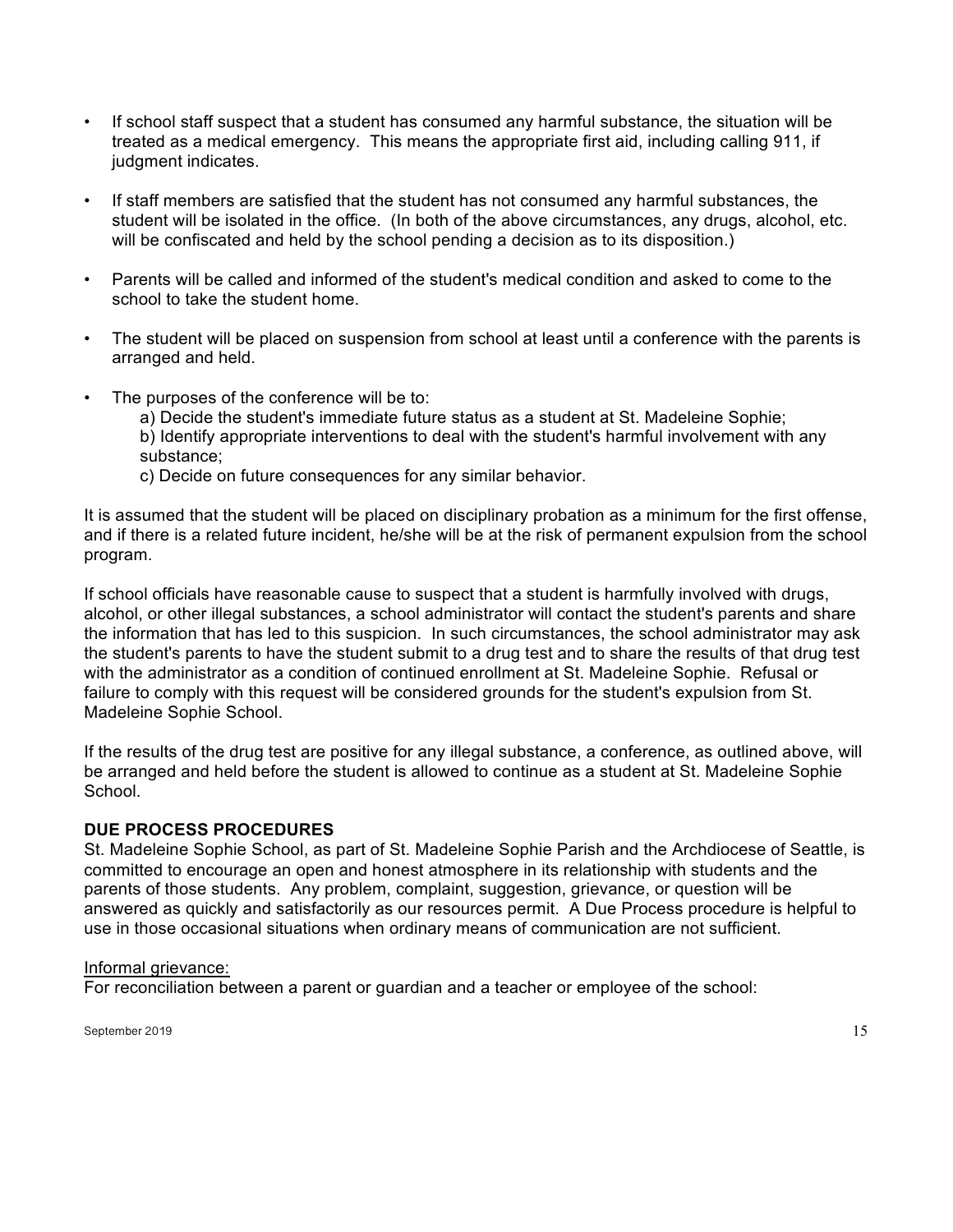- If school staff suspect that a student has consumed any harmful substance, the situation will be treated as a medical emergency. This means the appropriate first aid, including calling 911, if judgment indicates.
- If staff members are satisfied that the student has not consumed any harmful substances, the student will be isolated in the office. (In both of the above circumstances, any drugs, alcohol, etc. will be confiscated and held by the school pending a decision as to its disposition.)
- Parents will be called and informed of the student's medical condition and asked to come to the school to take the student home.
- The student will be placed on suspension from school at least until a conference with the parents is arranged and held.
- The purposes of the conference will be to:
  a) Decide the student's immediate future status as a student at St. Madeleine Sophie;
  b) Identify appropriate interventions to deal with the student's harmful involvement with any substance;
  c) Decide on future consequences for any similar behavior.

It is assumed that the student will be placed on disciplinary probation as a minimum for the first offense, and if there is a related future incident, he/she will be at the risk of permanent expulsion from the school program.

If school officials have reasonable cause to suspect that a student is harmfully involved with drugs, alcohol, or other illegal substances, a school administrator will contact the student's parents and share the information that has led to this suspicion. In such circumstances, the school administrator may ask the student's parents to have the student submit to a drug test and to share the results of that drug test with the administrator as a condition of continued enrollment at St. Madeleine Sophie. Refusal or failure to comply with this request will be considered grounds for the student's expulsion from St. Madeleine Sophie School.

If the results of the drug test are positive for any illegal substance, a conference, as outlined above, will be arranged and held before the student is allowed to continue as a student at St. Madeleine Sophie School.

**DUE PROCESS PROCEDURES**

St. Madeleine Sophie School, as part of St. Madeleine Sophie Parish and the Archdiocese of Seattle, is committed to encourage an open and honest atmosphere in its relationship with students and the parents of those students. Any problem, complaint, suggestion, grievance, or question will be answered as quickly and satisfactorily as our resources permit. A Due Process procedure is helpful to use in those occasional situations when ordinary means of communication are not sufficient.

<u>Informal grievance:</u>

For reconciliation between a parent or guardian and a teacher or employee of the school: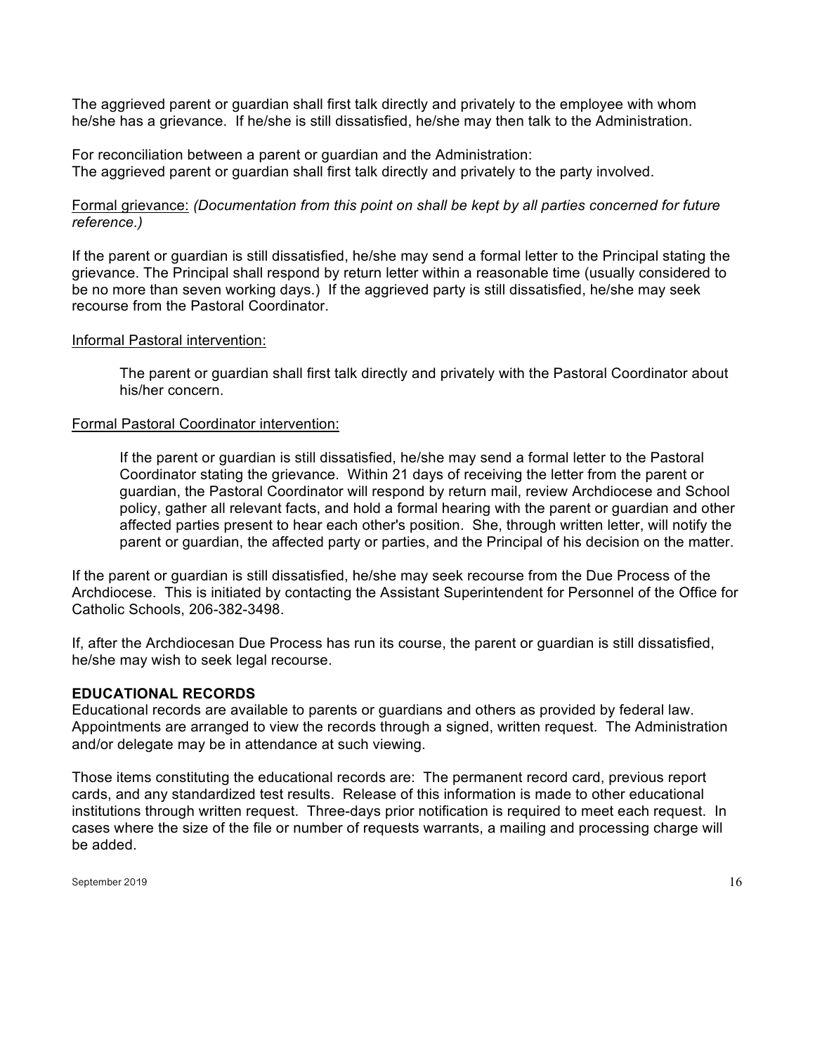The aggrieved parent or guardian shall first talk directly and privately to the employee with whom he/she has a grievance. If he/she is still dissatisfied, he/she may then talk to the Administration.

For reconciliation between a parent or guardian and the Administration:
The aggrieved parent or guardian shall first talk directly and privately to the party involved.

<u>Formal grievance:</u> *(Documentation from this point on shall be kept by all parties concerned for future reference.)*

If the parent or guardian is still dissatisfied, he/she may send a formal letter to the Principal stating the grievance. The Principal shall respond by return letter within a reasonable time (usually considered to be no more than seven working days.) If the aggrieved party is still dissatisfied, he/she may seek recourse from the Pastoral Coordinator.

<u>Informal Pastoral intervention:</u>

> The parent or guardian shall first talk directly and privately with the Pastoral Coordinator about his/her concern.

<u>Formal Pastoral Coordinator intervention:</u>

> If the parent or guardian is still dissatisfied, he/she may send a formal letter to the Pastoral Coordinator stating the grievance. Within 21 days of receiving the letter from the parent or guardian, the Pastoral Coordinator will respond by return mail, review Archdiocese and School policy, gather all relevant facts, and hold a formal hearing with the parent or guardian and other affected parties present to hear each other's position. She, through written letter, will notify the parent or guardian, the affected party or parties, and the Principal of his decision on the matter.

If the parent or guardian is still dissatisfied, he/she may seek recourse from the Due Process of the Archdiocese. This is initiated by contacting the Assistant Superintendent for Personnel of the Office for Catholic Schools, 206-382-3498.

If, after the Archdiocesan Due Process has run its course, the parent or guardian is still dissatisfied, he/she may wish to seek legal recourse.

**EDUCATIONAL RECORDS**

Educational records are available to parents or guardians and others as provided by federal law. Appointments are arranged to view the records through a signed, written request. The Administration and/or delegate may be in attendance at such viewing.

Those items constituting the educational records are: The permanent record card, previous report cards, and any standardized test results. Release of this information is made to other educational institutions through written request. Three-days prior notification is required to meet each request. In cases where the size of the file or number of requests warrants, a mailing and processing charge will be added.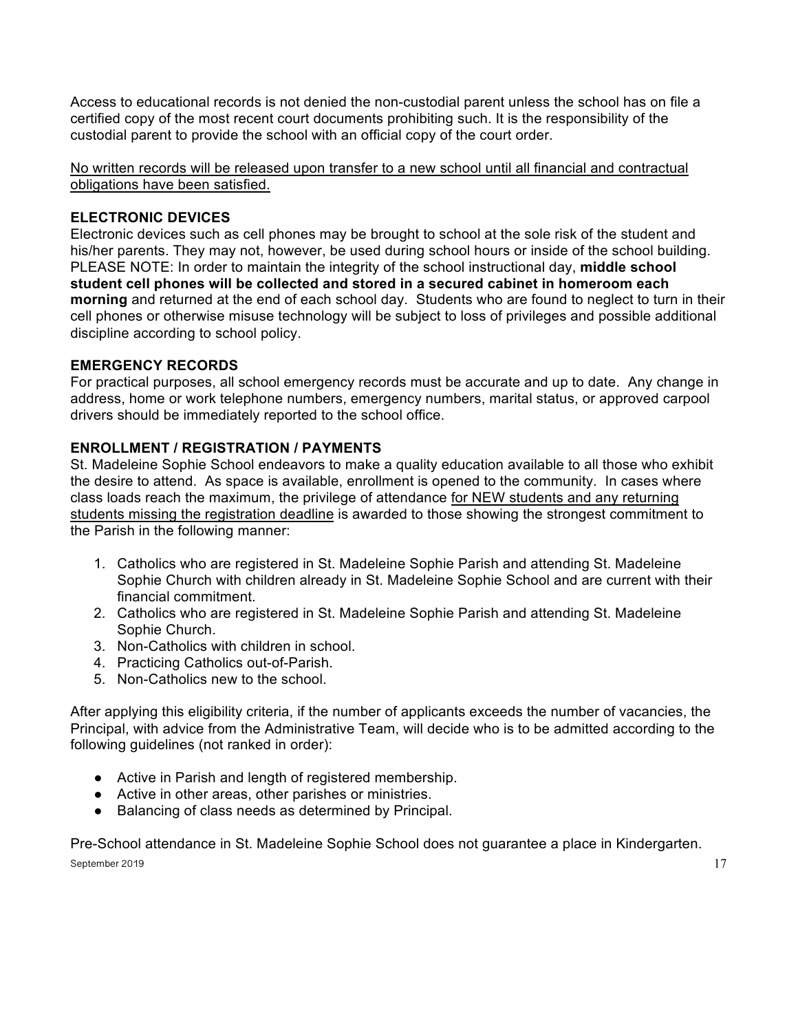Access to educational records is not denied the non-custodial parent unless the school has on file a certified copy of the most recent court documents prohibiting such. It is the responsibility of the custodial parent to provide the school with an official copy of the court order.

<u>No written records will be released upon transfer to a new school until all financial and contractual obligations have been satisfied.</u>

### ELECTRONIC DEVICES

Electronic devices such as cell phones may be brought to school at the sole risk of the student and his/her parents. They may not, however, be used during school hours or inside of the school building. PLEASE NOTE: In order to maintain the integrity of the school instructional day, **middle school student cell phones will be collected and stored in a secured cabinet in homeroom each morning** and returned at the end of each school day. Students who are found to neglect to turn in their cell phones or otherwise misuse technology will be subject to loss of privileges and possible additional discipline according to school policy.

### EMERGENCY RECORDS

For practical purposes, all school emergency records must be accurate and up to date. Any change in address, home or work telephone numbers, emergency numbers, marital status, or approved carpool drivers should be immediately reported to the school office.

### ENROLLMENT / REGISTRATION / PAYMENTS

St. Madeleine Sophie School endeavors to make a quality education available to all those who exhibit the desire to attend. As space is available, enrollment is opened to the community. In cases where class loads reach the maximum, the privilege of attendance <u>for NEW students and any returning students missing the registration deadline</u> is awarded to those showing the strongest commitment to the Parish in the following manner:

1. Catholics who are registered in St. Madeleine Sophie Parish and attending St. Madeleine Sophie Church with children already in St. Madeleine Sophie School and are current with their financial commitment.
2. Catholics who are registered in St. Madeleine Sophie Parish and attending St. Madeleine Sophie Church.
3. Non-Catholics with children in school.
4. Practicing Catholics out-of-Parish.
5. Non-Catholics new to the school.

After applying this eligibility criteria, if the number of applicants exceeds the number of vacancies, the Principal, with advice from the Administrative Team, will decide who is to be admitted according to the following guidelines (not ranked in order):

- Active in Parish and length of registered membership.
- Active in other areas, other parishes or ministries.
- Balancing of class needs as determined by Principal.

Pre-School attendance in St. Madeleine Sophie School does not guarantee a place in Kindergarten.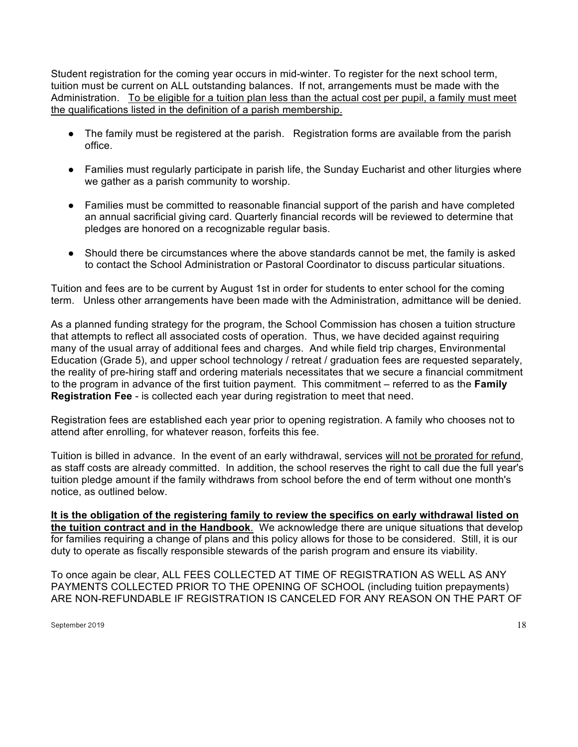Student registration for the coming year occurs in mid-winter. To register for the next school term, tuition must be current on ALL outstanding balances. If not, arrangements must be made with the Administration. <u>To be eligible for a tuition plan less than the actual cost per pupil, a family must meet the qualifications listed in the definition of a parish membership.</u>

- The family must be registered at the parish. Registration forms are available from the parish office.
- Families must regularly participate in parish life, the Sunday Eucharist and other liturgies where we gather as a parish community to worship.
- Families must be committed to reasonable financial support of the parish and have completed an annual sacrificial giving card. Quarterly financial records will be reviewed to determine that pledges are honored on a recognizable regular basis.
- Should there be circumstances where the above standards cannot be met, the family is asked to contact the School Administration or Pastoral Coordinator to discuss particular situations.

Tuition and fees are to be current by August 1st in order for students to enter school for the coming term. Unless other arrangements have been made with the Administration, admittance will be denied.

As a planned funding strategy for the program, the School Commission has chosen a tuition structure that attempts to reflect all associated costs of operation. Thus, we have decided against requiring many of the usual array of additional fees and charges. And while field trip charges, Environmental Education (Grade 5), and upper school technology / retreat / graduation fees are requested separately, the reality of pre-hiring staff and ordering materials necessitates that we secure a financial commitment to the program in advance of the first tuition payment. This commitment – referred to as the **Family Registration Fee** - is collected each year during registration to meet that need.

Registration fees are established each year prior to opening registration. A family who chooses not to attend after enrolling, for whatever reason, forfeits this fee.

Tuition is billed in advance. In the event of an early withdrawal, services <u>will not be prorated for refund</u>, as staff costs are already committed. In addition, the school reserves the right to call due the full year's tuition pledge amount if the family withdraws from school before the end of term without one month's notice, as outlined below.

<u>**It is the obligation of the registering family to review the specifics on early withdrawal listed on the tuition contract and in the Handbook**</u>. We acknowledge there are unique situations that develop for families requiring a change of plans and this policy allows for those to be considered. Still, it is our duty to operate as fiscally responsible stewards of the parish program and ensure its viability.

To once again be clear, ALL FEES COLLECTED AT TIME OF REGISTRATION AS WELL AS ANY PAYMENTS COLLECTED PRIOR TO THE OPENING OF SCHOOL (including tuition prepayments) ARE NON-REFUNDABLE IF REGISTRATION IS CANCELED FOR ANY REASON ON THE PART OF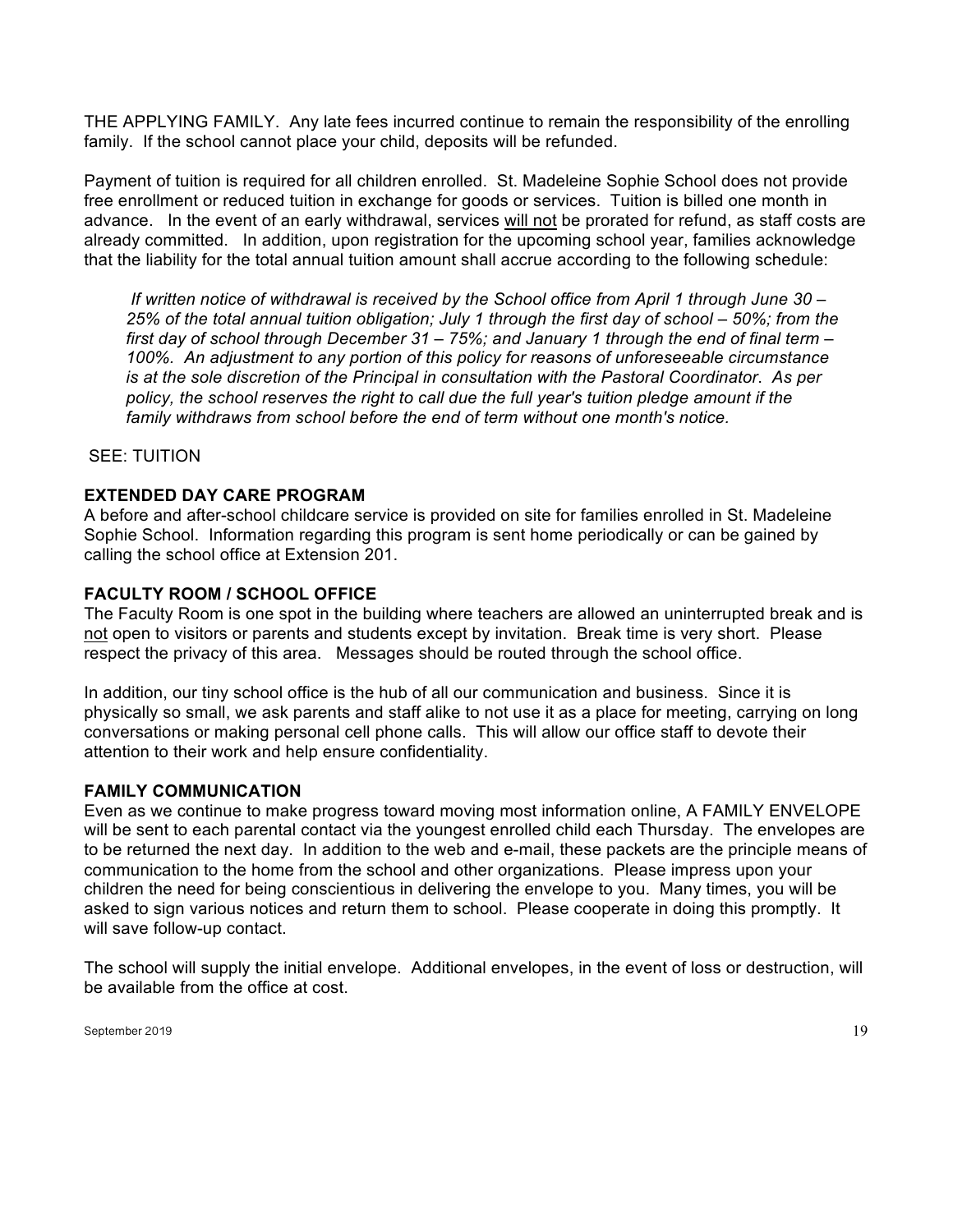THE APPLYING FAMILY. Any late fees incurred continue to remain the responsibility of the enrolling family. If the school cannot place your child, deposits will be refunded.

Payment of tuition is required for all children enrolled. St. Madeleine Sophie School does not provide free enrollment or reduced tuition in exchange for goods or services. Tuition is billed one month in advance. In the event of an early withdrawal, services will not be prorated for refund, as staff costs are already committed. In addition, upon registration for the upcoming school year, families acknowledge that the liability for the total annual tuition amount shall accrue according to the following schedule:

> *If written notice of withdrawal is received by the School office from April 1 through June 30 – 25% of the total annual tuition obligation; July 1 through the first day of school – 50%; from the first day of school through December 31 – 75%; and January 1 through the end of final term – 100%. An adjustment to any portion of this policy for reasons of unforeseeable circumstance is at the sole discretion of the Principal in consultation with the Pastoral Coordinator. As per policy, the school reserves the right to call due the full year's tuition pledge amount if the family withdraws from school before the end of term without one month's notice.*

SEE: TUITION

**EXTENDED DAY CARE PROGRAM**

A before and after-school childcare service is provided on site for families enrolled in St. Madeleine Sophie School. Information regarding this program is sent home periodically or can be gained by calling the school office at Extension 201.

**FACULTY ROOM / SCHOOL OFFICE**

The Faculty Room is one spot in the building where teachers are allowed an uninterrupted break and is not open to visitors or parents and students except by invitation. Break time is very short. Please respect the privacy of this area. Messages should be routed through the school office.

In addition, our tiny school office is the hub of all our communication and business. Since it is physically so small, we ask parents and staff alike to not use it as a place for meeting, carrying on long conversations or making personal cell phone calls. This will allow our office staff to devote their attention to their work and help ensure confidentiality.

**FAMILY COMMUNICATION**

Even as we continue to make progress toward moving most information online, A FAMILY ENVELOPE will be sent to each parental contact via the youngest enrolled child each Thursday. The envelopes are to be returned the next day. In addition to the web and e-mail, these packets are the principle means of communication to the home from the school and other organizations. Please impress upon your children the need for being conscientious in delivering the envelope to you. Many times, you will be asked to sign various notices and return them to school. Please cooperate in doing this promptly. It will save follow-up contact.

The school will supply the initial envelope. Additional envelopes, in the event of loss or destruction, will be available from the office at cost.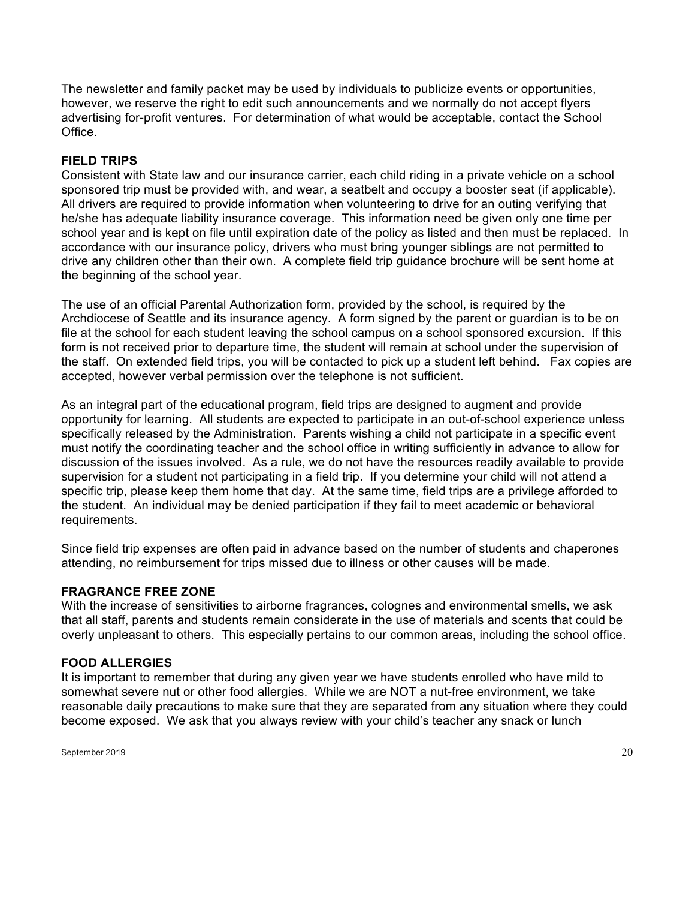The newsletter and family packet may be used by individuals to publicize events or opportunities, however, we reserve the right to edit such announcements and we normally do not accept flyers advertising for-profit ventures. For determination of what would be acceptable, contact the School Office.

**FIELD TRIPS**

Consistent with State law and our insurance carrier, each child riding in a private vehicle on a school sponsored trip must be provided with, and wear, a seatbelt and occupy a booster seat (if applicable). All drivers are required to provide information when volunteering to drive for an outing verifying that he/she has adequate liability insurance coverage. This information need be given only one time per school year and is kept on file until expiration date of the policy as listed and then must be replaced. In accordance with our insurance policy, drivers who must bring younger siblings are not permitted to drive any children other than their own. A complete field trip guidance brochure will be sent home at the beginning of the school year.

The use of an official Parental Authorization form, provided by the school, is required by the Archdiocese of Seattle and its insurance agency. A form signed by the parent or guardian is to be on file at the school for each student leaving the school campus on a school sponsored excursion. If this form is not received prior to departure time, the student will remain at school under the supervision of the staff. On extended field trips, you will be contacted to pick up a student left behind. Fax copies are accepted, however verbal permission over the telephone is not sufficient.

As an integral part of the educational program, field trips are designed to augment and provide opportunity for learning. All students are expected to participate in an out-of-school experience unless specifically released by the Administration. Parents wishing a child not participate in a specific event must notify the coordinating teacher and the school office in writing sufficiently in advance to allow for discussion of the issues involved. As a rule, we do not have the resources readily available to provide supervision for a student not participating in a field trip. If you determine your child will not attend a specific trip, please keep them home that day. At the same time, field trips are a privilege afforded to the student. An individual may be denied participation if they fail to meet academic or behavioral requirements.

Since field trip expenses are often paid in advance based on the number of students and chaperones attending, no reimbursement for trips missed due to illness or other causes will be made.

**FRAGRANCE FREE ZONE**

With the increase of sensitivities to airborne fragrances, colognes and environmental smells, we ask that all staff, parents and students remain considerate in the use of materials and scents that could be overly unpleasant to others. This especially pertains to our common areas, including the school office.

**FOOD ALLERGIES**

It is important to remember that during any given year we have students enrolled who have mild to somewhat severe nut or other food allergies. While we are NOT a nut-free environment, we take reasonable daily precautions to make sure that they are separated from any situation where they could become exposed. We ask that you always review with your child's teacher any snack or lunch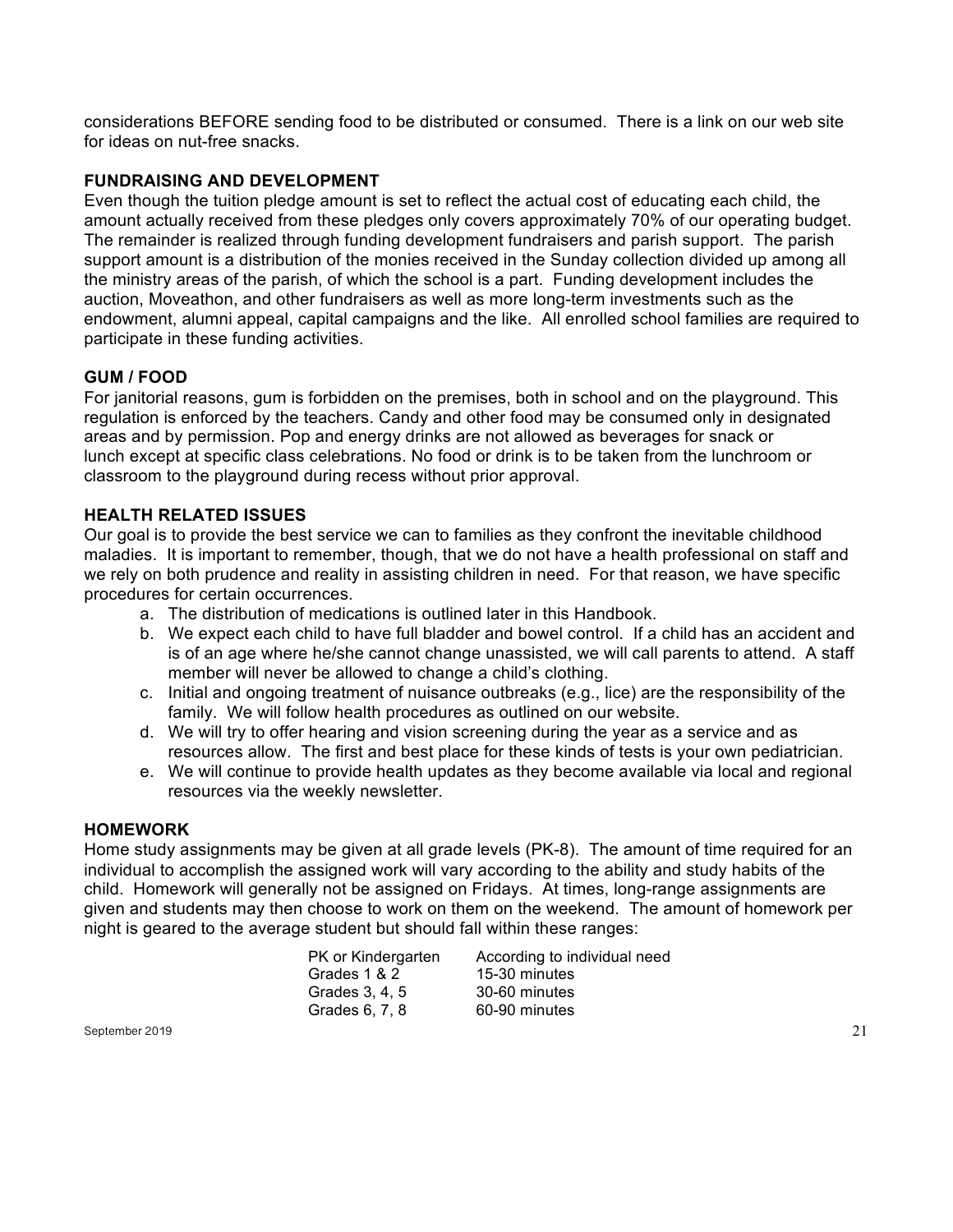considerations BEFORE sending food to be distributed or consumed. There is a link on our web site for ideas on nut-free snacks.

### FUNDRAISING AND DEVELOPMENT

Even though the tuition pledge amount is set to reflect the actual cost of educating each child, the amount actually received from these pledges only covers approximately 70% of our operating budget. The remainder is realized through funding development fundraisers and parish support. The parish support amount is a distribution of the monies received in the Sunday collection divided up among all the ministry areas of the parish, of which the school is a part. Funding development includes the auction, Moveathon, and other fundraisers as well as more long-term investments such as the endowment, alumni appeal, capital campaigns and the like. All enrolled school families are required to participate in these funding activities.

### GUM / FOOD

For janitorial reasons, gum is forbidden on the premises, both in school and on the playground. This regulation is enforced by the teachers. Candy and other food may be consumed only in designated areas and by permission. Pop and energy drinks are not allowed as beverages for snack or lunch except at specific class celebrations. No food or drink is to be taken from the lunchroom or classroom to the playground during recess without prior approval.

### HEALTH RELATED ISSUES

Our goal is to provide the best service we can to families as they confront the inevitable childhood maladies. It is important to remember, though, that we do not have a health professional on staff and we rely on both prudence and reality in assisting children in need. For that reason, we have specific procedures for certain occurrences.

a. The distribution of medications is outlined later in this Handbook.
b. We expect each child to have full bladder and bowel control. If a child has an accident and is of an age where he/she cannot change unassisted, we will call parents to attend. A staff member will never be allowed to change a child's clothing.
c. Initial and ongoing treatment of nuisance outbreaks (e.g., lice) are the responsibility of the family. We will follow health procedures as outlined on our website.
d. We will try to offer hearing and vision screening during the year as a service and as resources allow. The first and best place for these kinds of tests is your own pediatrician.
e. We will continue to provide health updates as they become available via local and regional resources via the weekly newsletter.

### HOMEWORK

Home study assignments may be given at all grade levels (PK-8). The amount of time required for an individual to accomplish the assigned work will vary according to the ability and study habits of the child. Homework will generally not be assigned on Fridays. At times, long-range assignments are given and students may then choose to work on them on the weekend. The amount of homework per night is geared to the average student but should fall within these ranges:

| Grade | Time |
|---|---|
| PK or Kindergarten | According to individual need |
| Grades 1 & 2 | 15-30 minutes |
| Grades 3, 4, 5 | 30-60 minutes |
| Grades 6, 7, 8 | 60-90 minutes |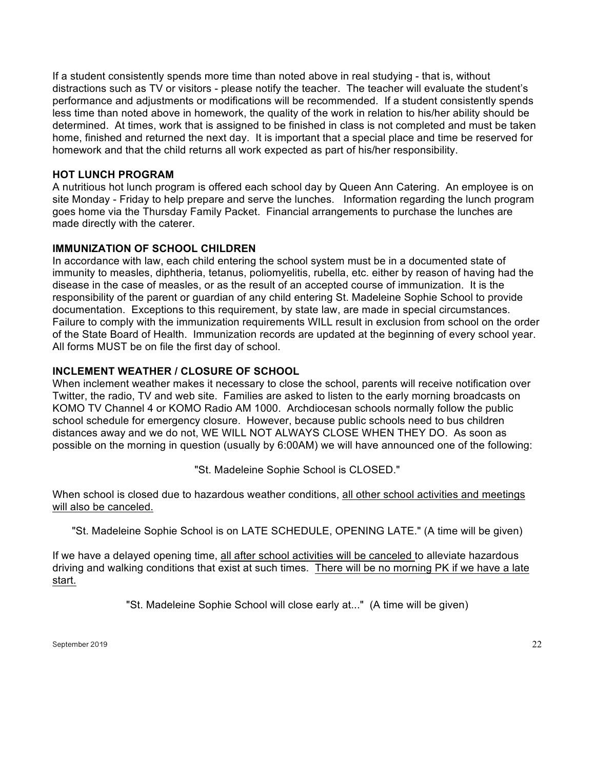If a student consistently spends more time than noted above in real studying - that is, without distractions such as TV or visitors - please notify the teacher. The teacher will evaluate the student's performance and adjustments or modifications will be recommended. If a student consistently spends less time than noted above in homework, the quality of the work in relation to his/her ability should be determined. At times, work that is assigned to be finished in class is not completed and must be taken home, finished and returned the next day. It is important that a special place and time be reserved for homework and that the child returns all work expected as part of his/her responsibility.

## HOT LUNCH PROGRAM

A nutritious hot lunch program is offered each school day by Queen Ann Catering. An employee is on site Monday - Friday to help prepare and serve the lunches. Information regarding the lunch program goes home via the Thursday Family Packet. Financial arrangements to purchase the lunches are made directly with the caterer.

## IMMUNIZATION OF SCHOOL CHILDREN

In accordance with law, each child entering the school system must be in a documented state of immunity to measles, diphtheria, tetanus, poliomyelitis, rubella, etc. either by reason of having had the disease in the case of measles, or as the result of an accepted course of immunization. It is the responsibility of the parent or guardian of any child entering St. Madeleine Sophie School to provide documentation. Exceptions to this requirement, by state law, are made in special circumstances. Failure to comply with the immunization requirements WILL result in exclusion from school on the order of the State Board of Health. Immunization records are updated at the beginning of every school year. All forms MUST be on file the first day of school.

## INCLEMENT WEATHER / CLOSURE OF SCHOOL

When inclement weather makes it necessary to close the school, parents will receive notification over Twitter, the radio, TV and web site. Families are asked to listen to the early morning broadcasts on KOMO TV Channel 4 or KOMO Radio AM 1000. Archdiocesan schools normally follow the public school schedule for emergency closure. However, because public schools need to bus children distances away and we do not, WE WILL NOT ALWAYS CLOSE WHEN THEY DO. As soon as possible on the morning in question (usually by 6:00AM) we will have announced one of the following:

"St. Madeleine Sophie School is CLOSED."

When school is closed due to hazardous weather conditions, all other school activities and meetings will also be canceled.

"St. Madeleine Sophie School is on LATE SCHEDULE, OPENING LATE." (A time will be given)

If we have a delayed opening time, all after school activities will be canceled to alleviate hazardous driving and walking conditions that exist at such times. There will be no morning PK if we have a late start.

"St. Madeleine Sophie School will close early at..." (A time will be given)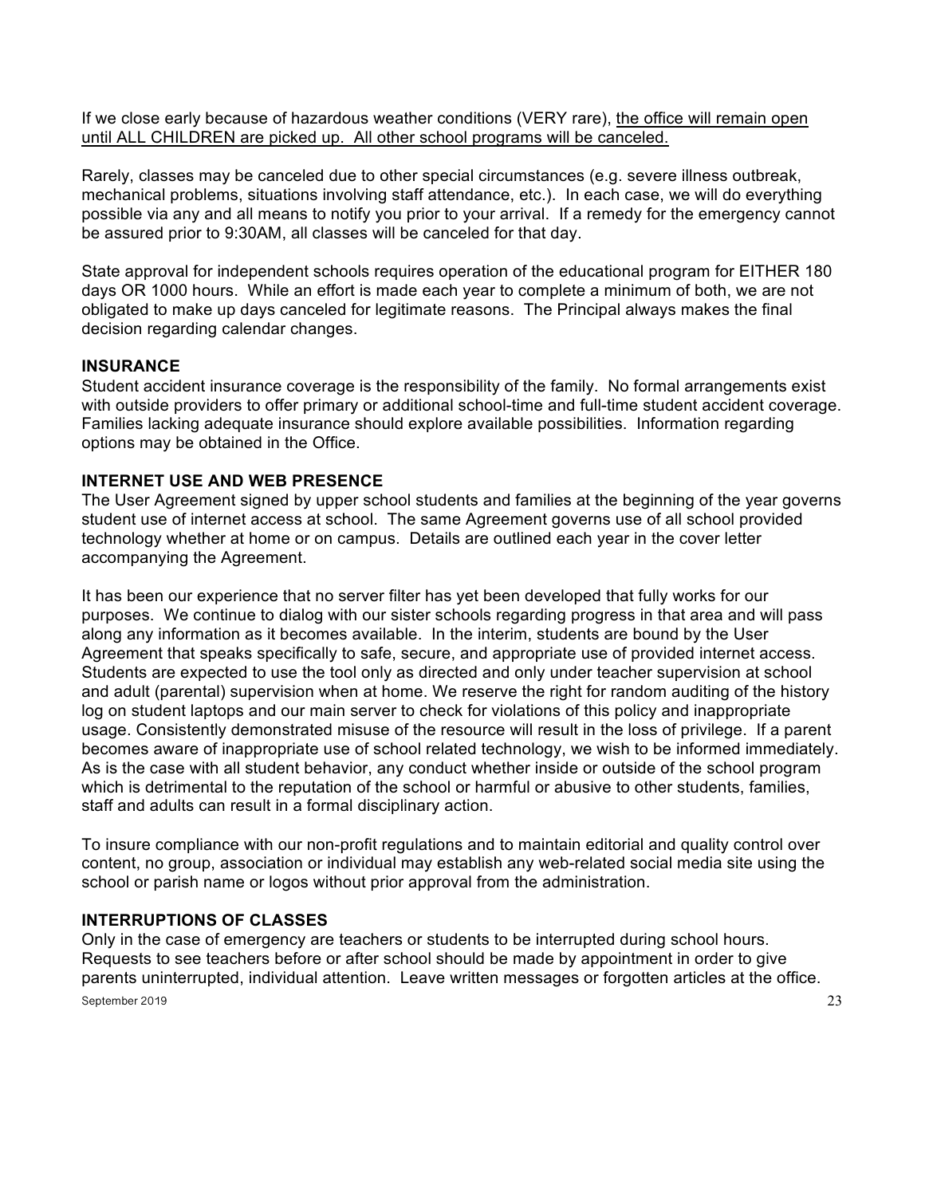If we close early because of hazardous weather conditions (VERY rare), the office will remain open until ALL CHILDREN are picked up. All other school programs will be canceled.

Rarely, classes may be canceled due to other special circumstances (e.g. severe illness outbreak, mechanical problems, situations involving staff attendance, etc.). In each case, we will do everything possible via any and all means to notify you prior to your arrival. If a remedy for the emergency cannot be assured prior to 9:30AM, all classes will be canceled for that day.

State approval for independent schools requires operation of the educational program for EITHER 180 days OR 1000 hours. While an effort is made each year to complete a minimum of both, we are not obligated to make up days canceled for legitimate reasons. The Principal always makes the final decision regarding calendar changes.

**INSURANCE**

Student accident insurance coverage is the responsibility of the family. No formal arrangements exist with outside providers to offer primary or additional school-time and full-time student accident coverage. Families lacking adequate insurance should explore available possibilities. Information regarding options may be obtained in the Office.

**INTERNET USE AND WEB PRESENCE**

The User Agreement signed by upper school students and families at the beginning of the year governs student use of internet access at school. The same Agreement governs use of all school provided technology whether at home or on campus. Details are outlined each year in the cover letter accompanying the Agreement.

It has been our experience that no server filter has yet been developed that fully works for our purposes. We continue to dialog with our sister schools regarding progress in that area and will pass along any information as it becomes available. In the interim, students are bound by the User Agreement that speaks specifically to safe, secure, and appropriate use of provided internet access. Students are expected to use the tool only as directed and only under teacher supervision at school and adult (parental) supervision when at home. We reserve the right for random auditing of the history log on student laptops and our main server to check for violations of this policy and inappropriate usage. Consistently demonstrated misuse of the resource will result in the loss of privilege. If a parent becomes aware of inappropriate use of school related technology, we wish to be informed immediately. As is the case with all student behavior, any conduct whether inside or outside of the school program which is detrimental to the reputation of the school or harmful or abusive to other students, families, staff and adults can result in a formal disciplinary action.

To insure compliance with our non-profit regulations and to maintain editorial and quality control over content, no group, association or individual may establish any web-related social media site using the school or parish name or logos without prior approval from the administration.

**INTERRUPTIONS OF CLASSES**

Only in the case of emergency are teachers or students to be interrupted during school hours. Requests to see teachers before or after school should be made by appointment in order to give parents uninterrupted, individual attention. Leave written messages or forgotten articles at the office.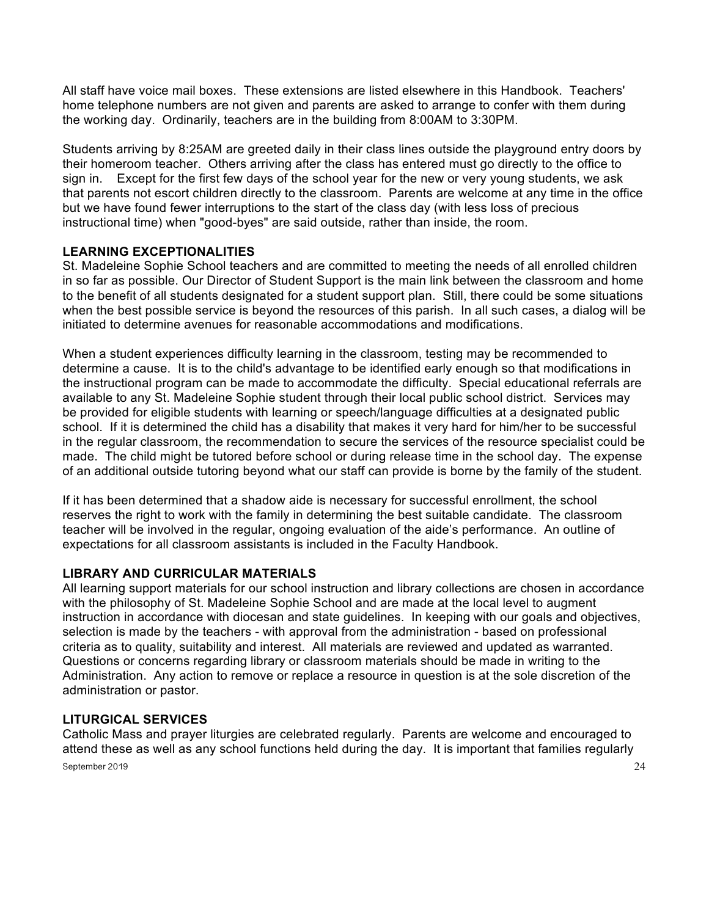All staff have voice mail boxes. These extensions are listed elsewhere in this Handbook. Teachers' home telephone numbers are not given and parents are asked to arrange to confer with them during the working day. Ordinarily, teachers are in the building from 8:00AM to 3:30PM.

Students arriving by 8:25AM are greeted daily in their class lines outside the playground entry doors by their homeroom teacher. Others arriving after the class has entered must go directly to the office to sign in. Except for the first few days of the school year for the new or very young students, we ask that parents not escort children directly to the classroom. Parents are welcome at any time in the office but we have found fewer interruptions to the start of the class day (with less loss of precious instructional time) when "good-byes" are said outside, rather than inside, the room.

**LEARNING EXCEPTIONALITIES**

St. Madeleine Sophie School teachers and are committed to meeting the needs of all enrolled children in so far as possible. Our Director of Student Support is the main link between the classroom and home to the benefit of all students designated for a student support plan. Still, there could be some situations when the best possible service is beyond the resources of this parish. In all such cases, a dialog will be initiated to determine avenues for reasonable accommodations and modifications.

When a student experiences difficulty learning in the classroom, testing may be recommended to determine a cause. It is to the child's advantage to be identified early enough so that modifications in the instructional program can be made to accommodate the difficulty. Special educational referrals are available to any St. Madeleine Sophie student through their local public school district. Services may be provided for eligible students with learning or speech/language difficulties at a designated public school. If it is determined the child has a disability that makes it very hard for him/her to be successful in the regular classroom, the recommendation to secure the services of the resource specialist could be made. The child might be tutored before school or during release time in the school day. The expense of an additional outside tutoring beyond what our staff can provide is borne by the family of the student.

If it has been determined that a shadow aide is necessary for successful enrollment, the school reserves the right to work with the family in determining the best suitable candidate. The classroom teacher will be involved in the regular, ongoing evaluation of the aide's performance. An outline of expectations for all classroom assistants is included in the Faculty Handbook.

**LIBRARY AND CURRICULAR MATERIALS**

All learning support materials for our school instruction and library collections are chosen in accordance with the philosophy of St. Madeleine Sophie School and are made at the local level to augment instruction in accordance with diocesan and state guidelines. In keeping with our goals and objectives, selection is made by the teachers - with approval from the administration - based on professional criteria as to quality, suitability and interest. All materials are reviewed and updated as warranted. Questions or concerns regarding library or classroom materials should be made in writing to the Administration. Any action to remove or replace a resource in question is at the sole discretion of the administration or pastor.

**LITURGICAL SERVICES**

Catholic Mass and prayer liturgies are celebrated regularly. Parents are welcome and encouraged to attend these as well as any school functions held during the day. It is important that families regularly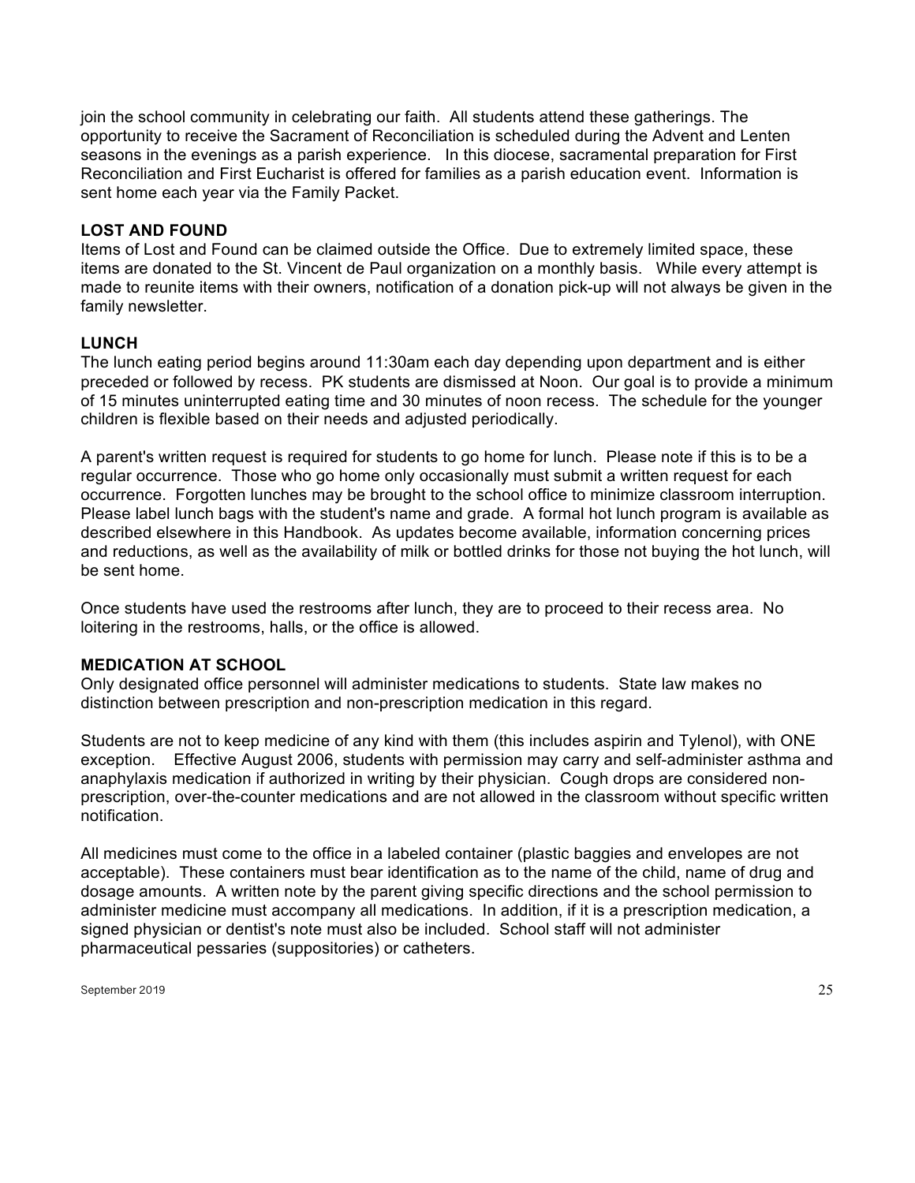join the school community in celebrating our faith. All students attend these gatherings. The opportunity to receive the Sacrament of Reconciliation is scheduled during the Advent and Lenten seasons in the evenings as a parish experience. In this diocese, sacramental preparation for First Reconciliation and First Eucharist is offered for families as a parish education event. Information is sent home each year via the Family Packet.

**LOST AND FOUND**

Items of Lost and Found can be claimed outside the Office. Due to extremely limited space, these items are donated to the St. Vincent de Paul organization on a monthly basis. While every attempt is made to reunite items with their owners, notification of a donation pick-up will not always be given in the family newsletter.

**LUNCH**

The lunch eating period begins around 11:30am each day depending upon department and is either preceded or followed by recess. PK students are dismissed at Noon. Our goal is to provide a minimum of 15 minutes uninterrupted eating time and 30 minutes of noon recess. The schedule for the younger children is flexible based on their needs and adjusted periodically.

A parent's written request is required for students to go home for lunch. Please note if this is to be a regular occurrence. Those who go home only occasionally must submit a written request for each occurrence. Forgotten lunches may be brought to the school office to minimize classroom interruption. Please label lunch bags with the student's name and grade. A formal hot lunch program is available as described elsewhere in this Handbook. As updates become available, information concerning prices and reductions, as well as the availability of milk or bottled drinks for those not buying the hot lunch, will be sent home.

Once students have used the restrooms after lunch, they are to proceed to their recess area. No loitering in the restrooms, halls, or the office is allowed.

**MEDICATION AT SCHOOL**

Only designated office personnel will administer medications to students. State law makes no distinction between prescription and non-prescription medication in this regard.

Students are not to keep medicine of any kind with them (this includes aspirin and Tylenol), with ONE exception. Effective August 2006, students with permission may carry and self-administer asthma and anaphylaxis medication if authorized in writing by their physician. Cough drops are considered non-prescription, over-the-counter medications and are not allowed in the classroom without specific written notification.

All medicines must come to the office in a labeled container (plastic baggies and envelopes are not acceptable). These containers must bear identification as to the name of the child, name of drug and dosage amounts. A written note by the parent giving specific directions and the school permission to administer medicine must accompany all medications. In addition, if it is a prescription medication, a signed physician or dentist's note must also be included. School staff will not administer pharmaceutical pessaries (suppositories) or catheters.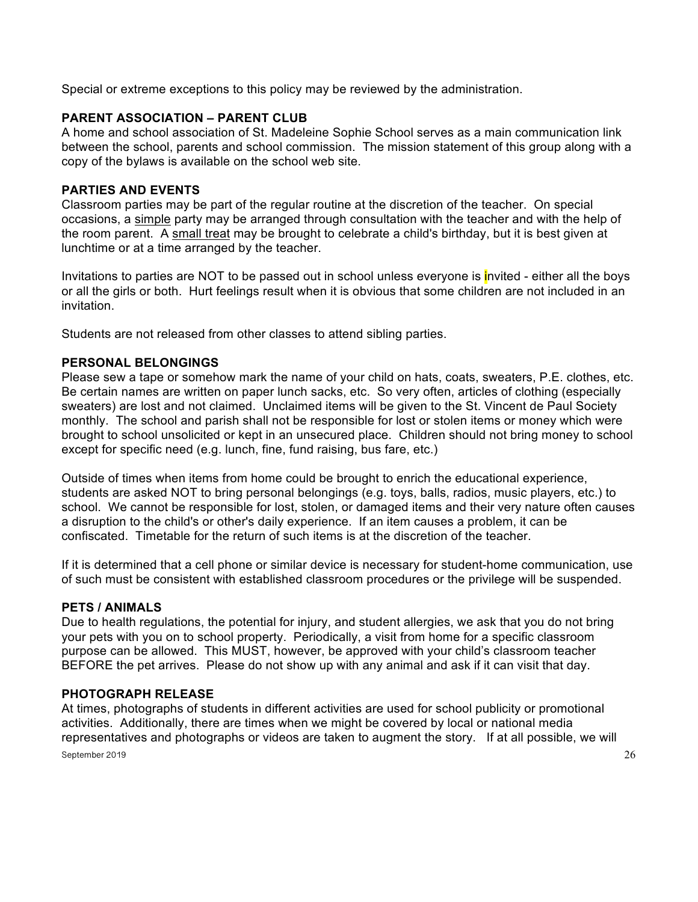Special or extreme exceptions to this policy may be reviewed by the administration.

### PARENT ASSOCIATION – PARENT CLUB

A home and school association of St. Madeleine Sophie School serves as a main communication link between the school, parents and school commission. The mission statement of this group along with a copy of the bylaws is available on the school web site.

### PARTIES AND EVENTS

Classroom parties may be part of the regular routine at the discretion of the teacher. On special occasions, a simple party may be arranged through consultation with the teacher and with the help of the room parent. A small treat may be brought to celebrate a child's birthday, but it is best given at lunchtime or at a time arranged by the teacher.

Invitations to parties are NOT to be passed out in school unless everyone is invited - either all the boys or all the girls or both. Hurt feelings result when it is obvious that some children are not included in an invitation.

Students are not released from other classes to attend sibling parties.

### PERSONAL BELONGINGS

Please sew a tape or somehow mark the name of your child on hats, coats, sweaters, P.E. clothes, etc. Be certain names are written on paper lunch sacks, etc. So very often, articles of clothing (especially sweaters) are lost and not claimed. Unclaimed items will be given to the St. Vincent de Paul Society monthly. The school and parish shall not be responsible for lost or stolen items or money which were brought to school unsolicited or kept in an unsecured place. Children should not bring money to school except for specific need (e.g. lunch, fine, fund raising, bus fare, etc.)

Outside of times when items from home could be brought to enrich the educational experience, students are asked NOT to bring personal belongings (e.g. toys, balls, radios, music players, etc.) to school. We cannot be responsible for lost, stolen, or damaged items and their very nature often causes a disruption to the child's or other's daily experience. If an item causes a problem, it can be confiscated. Timetable for the return of such items is at the discretion of the teacher.

If it is determined that a cell phone or similar device is necessary for student-home communication, use of such must be consistent with established classroom procedures or the privilege will be suspended.

### PETS / ANIMALS

Due to health regulations, the potential for injury, and student allergies, we ask that you do not bring your pets with you on to school property. Periodically, a visit from home for a specific classroom purpose can be allowed. This MUST, however, be approved with your child's classroom teacher BEFORE the pet arrives. Please do not show up with any animal and ask if it can visit that day.

### PHOTOGRAPH RELEASE

At times, photographs of students in different activities are used for school publicity or promotional activities. Additionally, there are times when we might be covered by local or national media representatives and photographs or videos are taken to augment the story. If at all possible, we will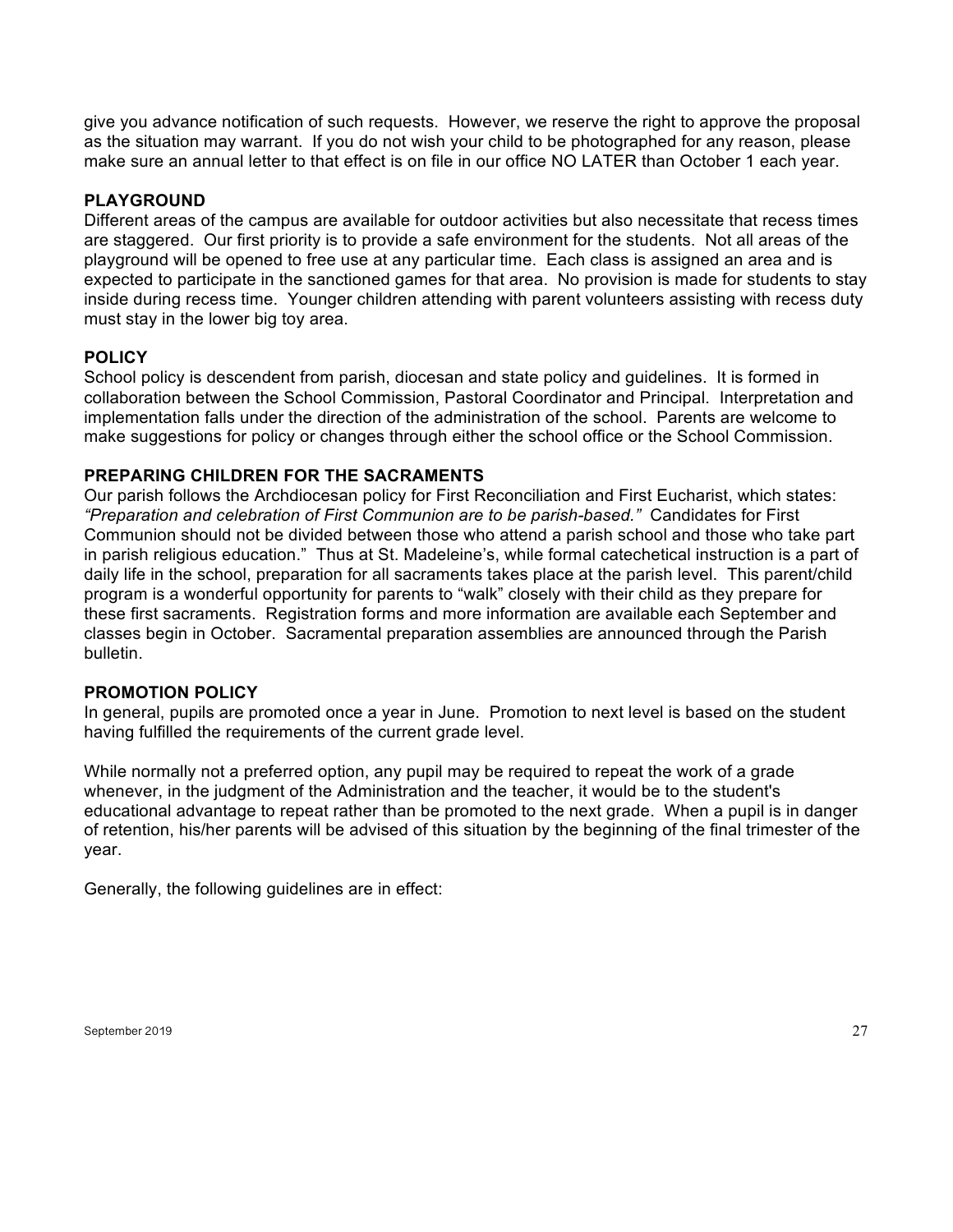give you advance notification of such requests. However, we reserve the right to approve the proposal as the situation may warrant. If you do not wish your child to be photographed for any reason, please make sure an annual letter to that effect is on file in our office NO LATER than October 1 each year.

### PLAYGROUND

Different areas of the campus are available for outdoor activities but also necessitate that recess times are staggered. Our first priority is to provide a safe environment for the students. Not all areas of the playground will be opened to free use at any particular time. Each class is assigned an area and is expected to participate in the sanctioned games for that area. No provision is made for students to stay inside during recess time. Younger children attending with parent volunteers assisting with recess duty must stay in the lower big toy area.

### POLICY

School policy is descendent from parish, diocesan and state policy and guidelines. It is formed in collaboration between the School Commission, Pastoral Coordinator and Principal. Interpretation and implementation falls under the direction of the administration of the school. Parents are welcome to make suggestions for policy or changes through either the school office or the School Commission.

### PREPARING CHILDREN FOR THE SACRAMENTS

Our parish follows the Archdiocesan policy for First Reconciliation and First Eucharist, which states: *"Preparation and celebration of First Communion are to be parish-based."* Candidates for First Communion should not be divided between those who attend a parish school and those who take part in parish religious education." Thus at St. Madeleine's, while formal catechetical instruction is a part of daily life in the school, preparation for all sacraments takes place at the parish level. This parent/child program is a wonderful opportunity for parents to "walk" closely with their child as they prepare for these first sacraments. Registration forms and more information are available each September and classes begin in October. Sacramental preparation assemblies are announced through the Parish bulletin.

### PROMOTION POLICY

In general, pupils are promoted once a year in June. Promotion to next level is based on the student having fulfilled the requirements of the current grade level.

While normally not a preferred option, any pupil may be required to repeat the work of a grade whenever, in the judgment of the Administration and the teacher, it would be to the student's educational advantage to repeat rather than be promoted to the next grade. When a pupil is in danger of retention, his/her parents will be advised of this situation by the beginning of the final trimester of the year.

Generally, the following guidelines are in effect: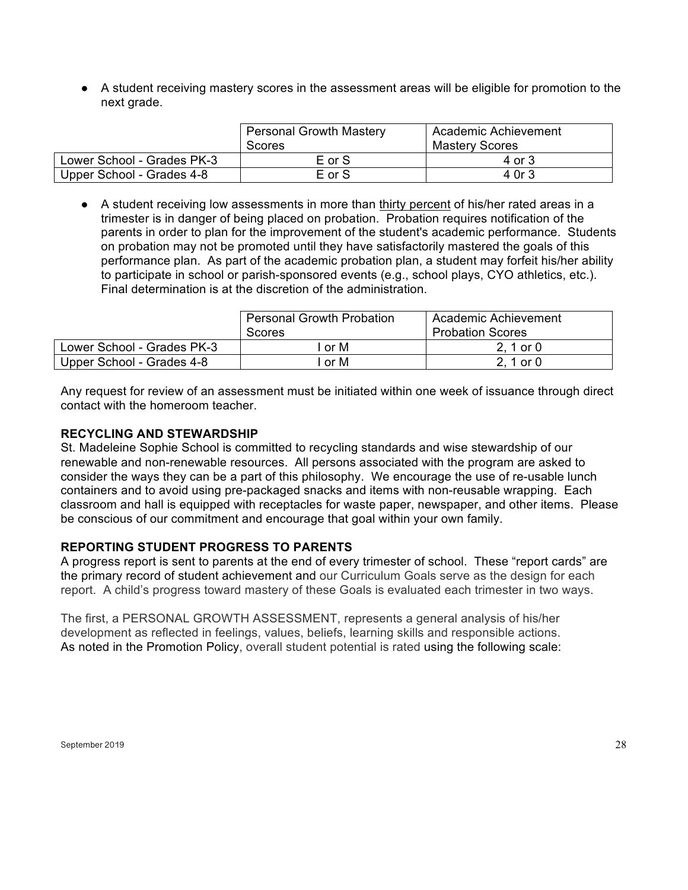- A student receiving mastery scores in the assessment areas will be eligible for promotion to the next grade.

| | Personal Growth Mastery Scores | Academic Achievement Mastery Scores |
|---|---|---|
| Lower School - Grades PK-3 | E or S | 4 or 3 |
| Upper School - Grades 4-8 | E or S | 4 0r 3 |

- A student receiving low assessments in more than thirty percent of his/her rated areas in a trimester is in danger of being placed on probation. Probation requires notification of the parents in order to plan for the improvement of the student's academic performance. Students on probation may not be promoted until they have satisfactorily mastered the goals of this performance plan. As part of the academic probation plan, a student may forfeit his/her ability to participate in school or parish-sponsored events (e.g., school plays, CYO athletics, etc.). Final determination is at the discretion of the administration.

| | Personal Growth Probation Scores | Academic Achievement Probation Scores |
|---|---|---|
| Lower School - Grades PK-3 | I or M | 2, 1 or 0 |
| Upper School - Grades 4-8 | I or M | 2, 1 or 0 |

Any request for review of an assessment must be initiated within one week of issuance through direct contact with the homeroom teacher.

**RECYCLING AND STEWARDSHIP**

St. Madeleine Sophie School is committed to recycling standards and wise stewardship of our renewable and non-renewable resources. All persons associated with the program are asked to consider the ways they can be a part of this philosophy. We encourage the use of re-usable lunch containers and to avoid using pre-packaged snacks and items with non-reusable wrapping. Each classroom and hall is equipped with receptacles for waste paper, newspaper, and other items. Please be conscious of our commitment and encourage that goal within your own family.

**REPORTING STUDENT PROGRESS TO PARENTS**

A progress report is sent to parents at the end of every trimester of school. These "report cards" are the primary record of student achievement and our Curriculum Goals serve as the design for each report. A child's progress toward mastery of these Goals is evaluated each trimester in two ways.

The first, a PERSONAL GROWTH ASSESSMENT, represents a general analysis of his/her development as reflected in feelings, values, beliefs, learning skills and responsible actions. As noted in the Promotion Policy, overall student potential is rated using the following scale: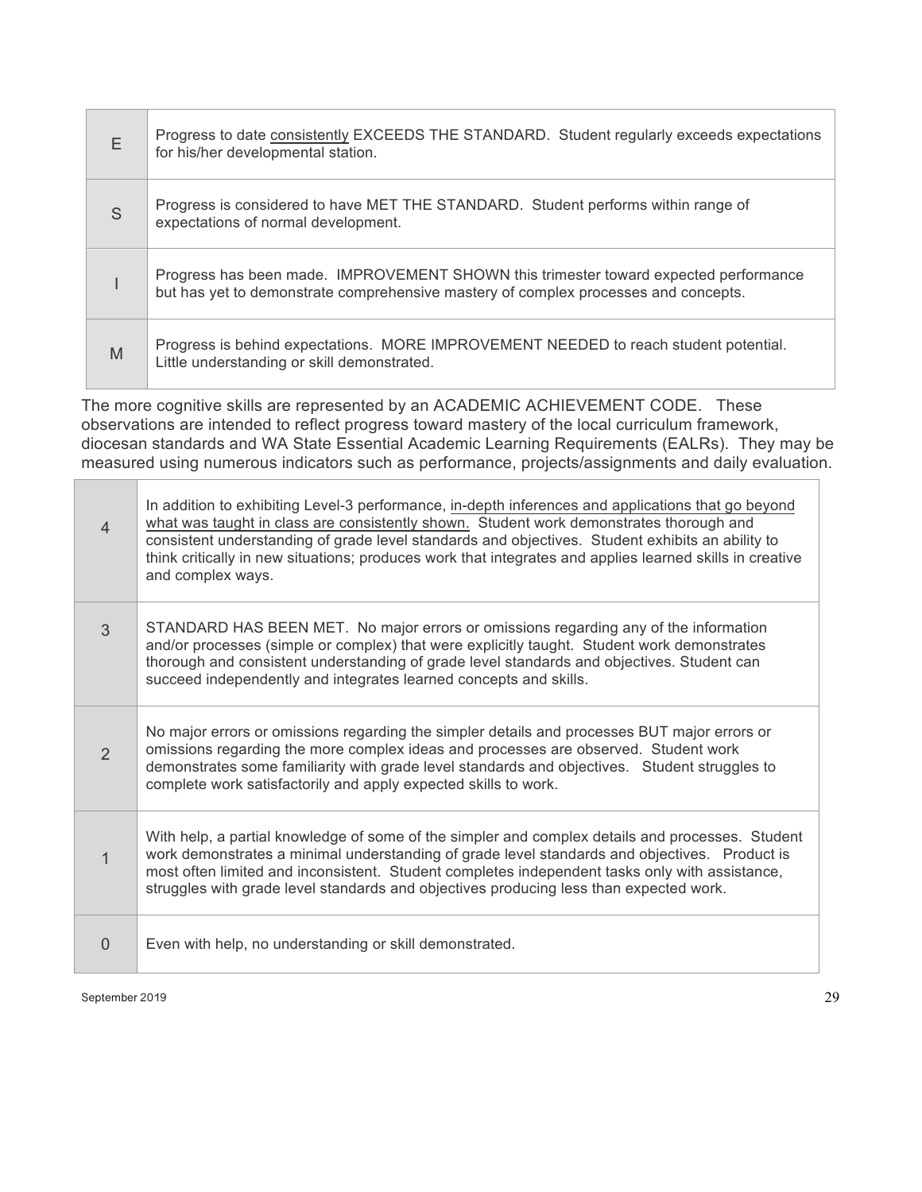| | |
|---|---|
| E | Progress to date consistently EXCEEDS THE STANDARD. Student regularly exceeds expectations for his/her developmental station. |
| S | Progress is considered to have MET THE STANDARD. Student performs within range of expectations of normal development. |
| I | Progress has been made. IMPROVEMENT SHOWN this trimester toward expected performance but has yet to demonstrate comprehensive mastery of complex processes and concepts. |
| M | Progress is behind expectations. MORE IMPROVEMENT NEEDED to reach student potential. Little understanding or skill demonstrated. |

The more cognitive skills are represented by an ACADEMIC ACHIEVEMENT CODE. These observations are intended to reflect progress toward mastery of the local curriculum framework, diocesan standards and WA State Essential Academic Learning Requirements (EALRs). They may be measured using numerous indicators such as performance, projects/assignments and daily evaluation.

| | |
|---|---|
| 4 | In addition to exhibiting Level-3 performance, in-depth inferences and applications that go beyond what was taught in class are consistently shown. Student work demonstrates thorough and consistent understanding of grade level standards and objectives. Student exhibits an ability to think critically in new situations; produces work that integrates and applies learned skills in creative and complex ways. |
| 3 | STANDARD HAS BEEN MET. No major errors or omissions regarding any of the information and/or processes (simple or complex) that were explicitly taught. Student work demonstrates thorough and consistent understanding of grade level standards and objectives. Student can succeed independently and integrates learned concepts and skills. |
| 2 | No major errors or omissions regarding the simpler details and processes BUT major errors or omissions regarding the more complex ideas and processes are observed. Student work demonstrates some familiarity with grade level standards and objectives. Student struggles to complete work satisfactorily and apply expected skills to work. |
| 1 | With help, a partial knowledge of some of the simpler and complex details and processes. Student work demonstrates a minimal understanding of grade level standards and objectives. Product is most often limited and inconsistent. Student completes independent tasks only with assistance, struggles with grade level standards and objectives producing less than expected work. |
| 0 | Even with help, no understanding or skill demonstrated. |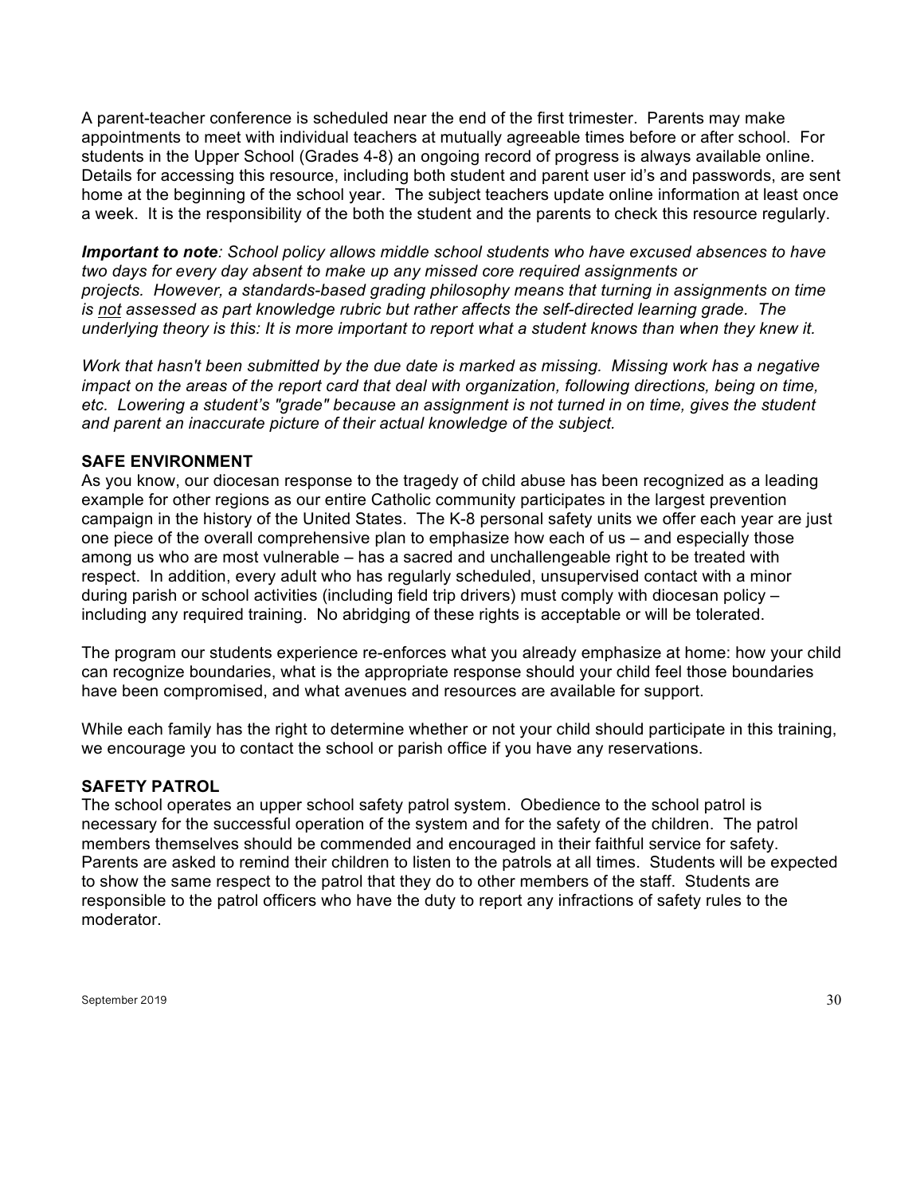A parent-teacher conference is scheduled near the end of the first trimester. Parents may make appointments to meet with individual teachers at mutually agreeable times before or after school. For students in the Upper School (Grades 4-8) an ongoing record of progress is always available online. Details for accessing this resource, including both student and parent user id's and passwords, are sent home at the beginning of the school year. The subject teachers update online information at least once a week. It is the responsibility of the both the student and the parents to check this resource regularly.

***Important to note**: School policy allows middle school students who have excused absences to have two days for every day absent to make up any missed core required assignments or projects. However, a standards-based grading philosophy means that turning in assignments on time is <u>not</u> assessed as part knowledge rubric but rather affects the self-directed learning grade. The underlying theory is this: It is more important to report what a student knows than when they knew it.*

*Work that hasn't been submitted by the due date is marked as missing. Missing work has a negative impact on the areas of the report card that deal with organization, following directions, being on time, etc. Lowering a student's "grade" because an assignment is not turned in on time, gives the student and parent an inaccurate picture of their actual knowledge of the subject.*

**SAFE ENVIRONMENT**

As you know, our diocesan response to the tragedy of child abuse has been recognized as a leading example for other regions as our entire Catholic community participates in the largest prevention campaign in the history of the United States. The K-8 personal safety units we offer each year are just one piece of the overall comprehensive plan to emphasize how each of us – and especially those among us who are most vulnerable – has a sacred and unchallengeable right to be treated with respect. In addition, every adult who has regularly scheduled, unsupervised contact with a minor during parish or school activities (including field trip drivers) must comply with diocesan policy – including any required training. No abridging of these rights is acceptable or will be tolerated.

The program our students experience re-enforces what you already emphasize at home: how your child can recognize boundaries, what is the appropriate response should your child feel those boundaries have been compromised, and what avenues and resources are available for support.

While each family has the right to determine whether or not your child should participate in this training, we encourage you to contact the school or parish office if you have any reservations.

**SAFETY PATROL**

The school operates an upper school safety patrol system. Obedience to the school patrol is necessary for the successful operation of the system and for the safety of the children. The patrol members themselves should be commended and encouraged in their faithful service for safety. Parents are asked to remind their children to listen to the patrols at all times. Students will be expected to show the same respect to the patrol that they do to other members of the staff. Students are responsible to the patrol officers who have the duty to report any infractions of safety rules to the moderator.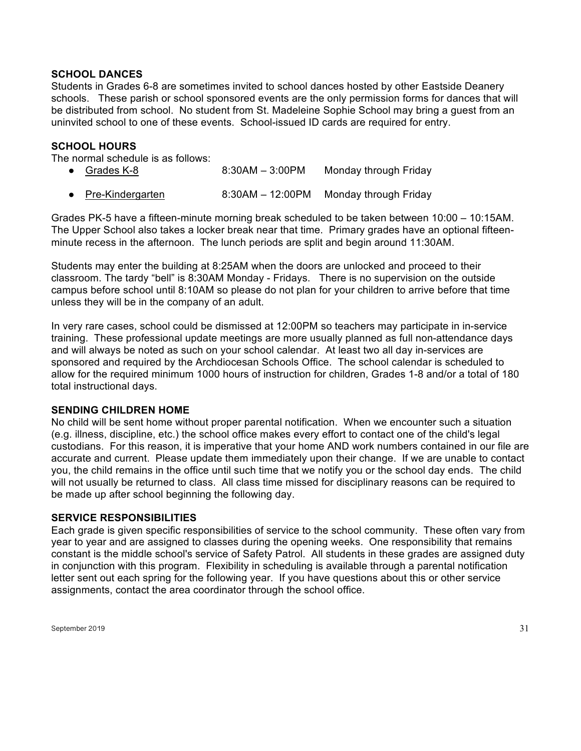## SCHOOL DANCES

Students in Grades 6-8 are sometimes invited to school dances hosted by other Eastside Deanery schools. These parish or school sponsored events are the only permission forms for dances that will be distributed from school. No student from St. Madeleine Sophie School may bring a guest from an uninvited school to one of these events. School-issued ID cards are required for entry.

## SCHOOL HOURS

The normal schedule is as follows:

- Grades K-8 — 8:30AM – 3:00PM — Monday through Friday
- Pre-Kindergarten — 8:30AM – 12:00PM — Monday through Friday

Grades PK-5 have a fifteen-minute morning break scheduled to be taken between 10:00 – 10:15AM. The Upper School also takes a locker break near that time. Primary grades have an optional fifteen-minute recess in the afternoon. The lunch periods are split and begin around 11:30AM.

Students may enter the building at 8:25AM when the doors are unlocked and proceed to their classroom. The tardy "bell" is 8:30AM Monday - Fridays. There is no supervision on the outside campus before school until 8:10AM so please do not plan for your children to arrive before that time unless they will be in the company of an adult.

In very rare cases, school could be dismissed at 12:00PM so teachers may participate in in-service training. These professional update meetings are more usually planned as full non-attendance days and will always be noted as such on your school calendar. At least two all day in-services are sponsored and required by the Archdiocesan Schools Office. The school calendar is scheduled to allow for the required minimum 1000 hours of instruction for children, Grades 1-8 and/or a total of 180 total instructional days.

## SENDING CHILDREN HOME

No child will be sent home without proper parental notification. When we encounter such a situation (e.g. illness, discipline, etc.) the school office makes every effort to contact one of the child's legal custodians. For this reason, it is imperative that your home AND work numbers contained in our file are accurate and current. Please update them immediately upon their change. If we are unable to contact you, the child remains in the office until such time that we notify you or the school day ends. The child will not usually be returned to class. All class time missed for disciplinary reasons can be required to be made up after school beginning the following day.

## SERVICE RESPONSIBILITIES

Each grade is given specific responsibilities of service to the school community. These often vary from year to year and are assigned to classes during the opening weeks. One responsibility that remains constant is the middle school's service of Safety Patrol. All students in these grades are assigned duty in conjunction with this program. Flexibility in scheduling is available through a parental notification letter sent out each spring for the following year. If you have questions about this or other service assignments, contact the area coordinator through the school office.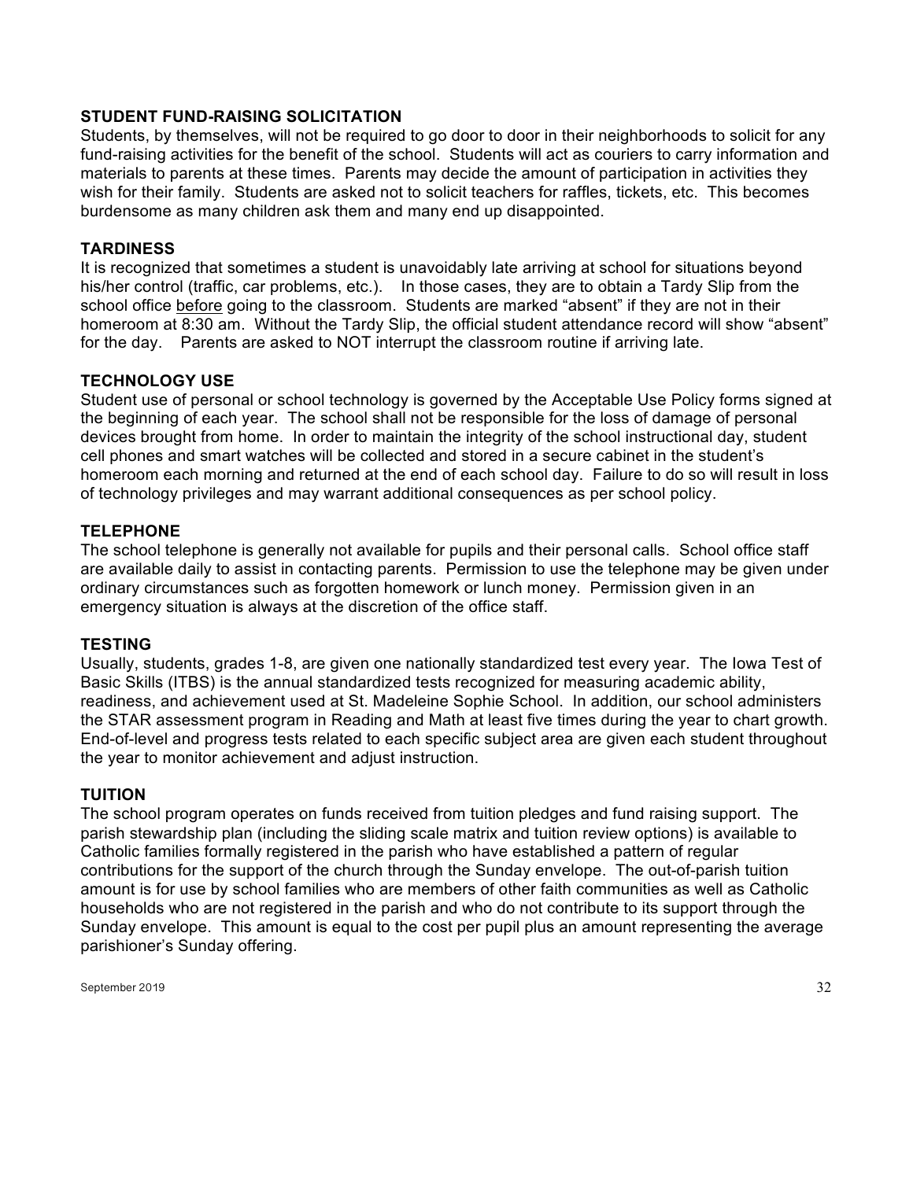## STUDENT FUND-RAISING SOLICITATION

Students, by themselves, will not be required to go door to door in their neighborhoods to solicit for any fund-raising activities for the benefit of the school. Students will act as couriers to carry information and materials to parents at these times. Parents may decide the amount of participation in activities they wish for their family. Students are asked not to solicit teachers for raffles, tickets, etc. This becomes burdensome as many children ask them and many end up disappointed.

## TARDINESS

It is recognized that sometimes a student is unavoidably late arriving at school for situations beyond his/her control (traffic, car problems, etc.). In those cases, they are to obtain a Tardy Slip from the school office <u>before</u> going to the classroom. Students are marked "absent" if they are not in their homeroom at 8:30 am. Without the Tardy Slip, the official student attendance record will show "absent" for the day. Parents are asked to NOT interrupt the classroom routine if arriving late.

## TECHNOLOGY USE

Student use of personal or school technology is governed by the Acceptable Use Policy forms signed at the beginning of each year. The school shall not be responsible for the loss of damage of personal devices brought from home. In order to maintain the integrity of the school instructional day, student cell phones and smart watches will be collected and stored in a secure cabinet in the student's homeroom each morning and returned at the end of each school day. Failure to do so will result in loss of technology privileges and may warrant additional consequences as per school policy.

## TELEPHONE

The school telephone is generally not available for pupils and their personal calls. School office staff are available daily to assist in contacting parents. Permission to use the telephone may be given under ordinary circumstances such as forgotten homework or lunch money. Permission given in an emergency situation is always at the discretion of the office staff.

## TESTING

Usually, students, grades 1-8, are given one nationally standardized test every year. The Iowa Test of Basic Skills (ITBS) is the annual standardized tests recognized for measuring academic ability, readiness, and achievement used at St. Madeleine Sophie School. In addition, our school administers the STAR assessment program in Reading and Math at least five times during the year to chart growth. End-of-level and progress tests related to each specific subject area are given each student throughout the year to monitor achievement and adjust instruction.

## TUITION

The school program operates on funds received from tuition pledges and fund raising support. The parish stewardship plan (including the sliding scale matrix and tuition review options) is available to Catholic families formally registered in the parish who have established a pattern of regular contributions for the support of the church through the Sunday envelope. The out-of-parish tuition amount is for use by school families who are members of other faith communities as well as Catholic households who are not registered in the parish and who do not contribute to its support through the Sunday envelope. This amount is equal to the cost per pupil plus an amount representing the average parishioner's Sunday offering.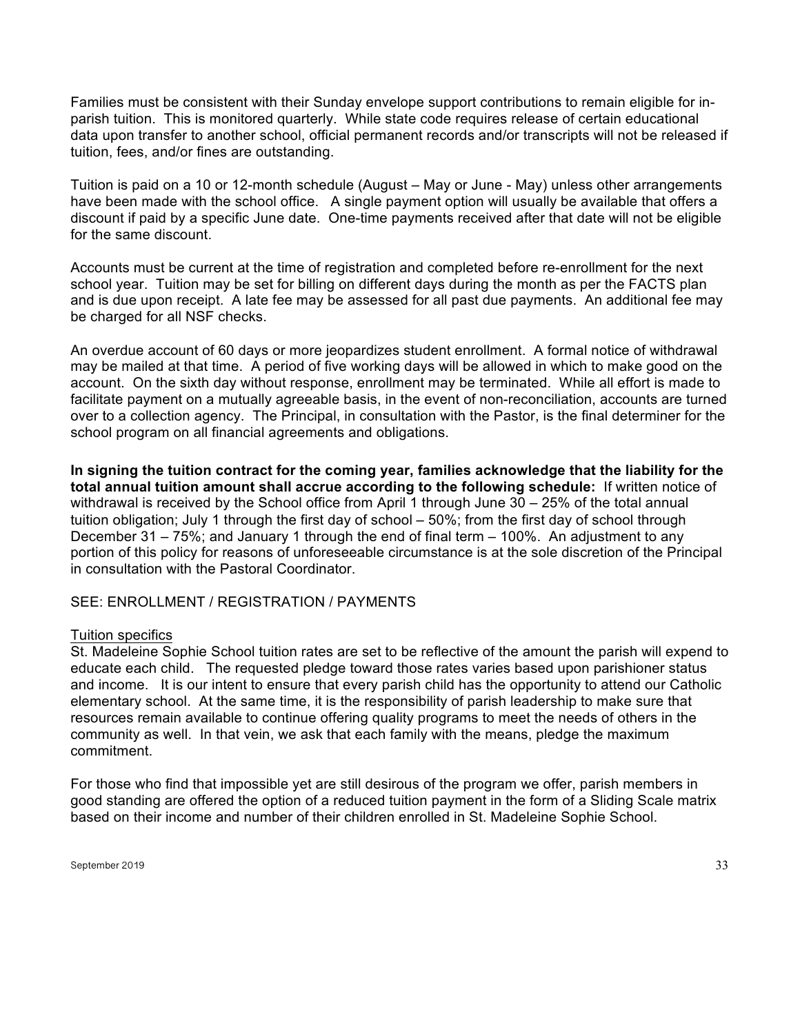Families must be consistent with their Sunday envelope support contributions to remain eligible for in-parish tuition. This is monitored quarterly. While state code requires release of certain educational data upon transfer to another school, official permanent records and/or transcripts will not be released if tuition, fees, and/or fines are outstanding.

Tuition is paid on a 10 or 12-month schedule (August – May or June - May) unless other arrangements have been made with the school office. A single payment option will usually be available that offers a discount if paid by a specific June date. One-time payments received after that date will not be eligible for the same discount.

Accounts must be current at the time of registration and completed before re-enrollment for the next school year. Tuition may be set for billing on different days during the month as per the FACTS plan and is due upon receipt. A late fee may be assessed for all past due payments. An additional fee may be charged for all NSF checks.

An overdue account of 60 days or more jeopardizes student enrollment. A formal notice of withdrawal may be mailed at that time. A period of five working days will be allowed in which to make good on the account. On the sixth day without response, enrollment may be terminated. While all effort is made to facilitate payment on a mutually agreeable basis, in the event of non-reconciliation, accounts are turned over to a collection agency. The Principal, in consultation with the Pastor, is the final determiner for the school program on all financial agreements and obligations.

**In signing the tuition contract for the coming year, families acknowledge that the liability for the total annual tuition amount shall accrue according to the following schedule:** If written notice of withdrawal is received by the School office from April 1 through June 30 – 25% of the total annual tuition obligation; July 1 through the first day of school – 50%; from the first day of school through December 31 – 75%; and January 1 through the end of final term – 100%. An adjustment to any portion of this policy for reasons of unforeseeable circumstance is at the sole discretion of the Principal in consultation with the Pastoral Coordinator.

SEE: ENROLLMENT / REGISTRATION / PAYMENTS

<u>Tuition specifics</u>

St. Madeleine Sophie School tuition rates are set to be reflective of the amount the parish will expend to educate each child. The requested pledge toward those rates varies based upon parishioner status and income. It is our intent to ensure that every parish child has the opportunity to attend our Catholic elementary school. At the same time, it is the responsibility of parish leadership to make sure that resources remain available to continue offering quality programs to meet the needs of others in the community as well. In that vein, we ask that each family with the means, pledge the maximum commitment.

For those who find that impossible yet are still desirous of the program we offer, parish members in good standing are offered the option of a reduced tuition payment in the form of a Sliding Scale matrix based on their income and number of their children enrolled in St. Madeleine Sophie School.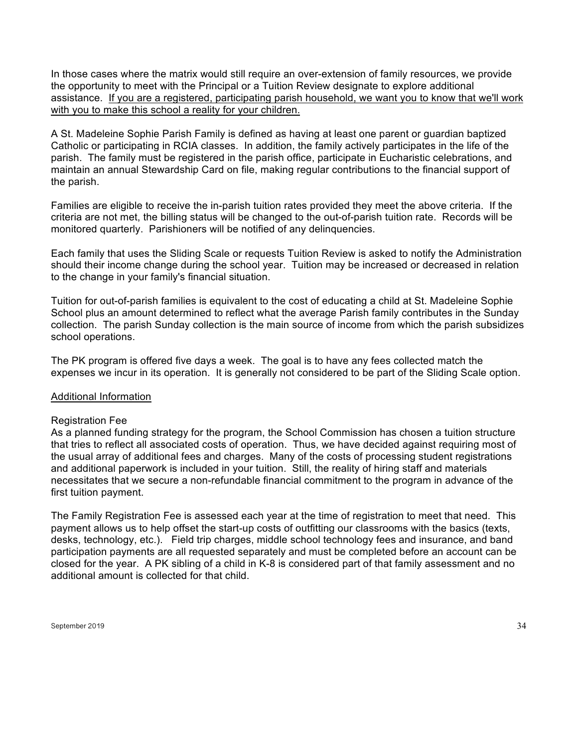In those cases where the matrix would still require an over-extension of family resources, we provide the opportunity to meet with the Principal or a Tuition Review designate to explore additional assistance. <u>If you are a registered, participating parish household, we want you to know that we'll work with you to make this school a reality for your children.</u>

A St. Madeleine Sophie Parish Family is defined as having at least one parent or guardian baptized Catholic or participating in RCIA classes. In addition, the family actively participates in the life of the parish. The family must be registered in the parish office, participate in Eucharistic celebrations, and maintain an annual Stewardship Card on file, making regular contributions to the financial support of the parish.

Families are eligible to receive the in-parish tuition rates provided they meet the above criteria. If the criteria are not met, the billing status will be changed to the out-of-parish tuition rate. Records will be monitored quarterly. Parishioners will be notified of any delinquencies.

Each family that uses the Sliding Scale or requests Tuition Review is asked to notify the Administration should their income change during the school year. Tuition may be increased or decreased in relation to the change in your family's financial situation.

Tuition for out-of-parish families is equivalent to the cost of educating a child at St. Madeleine Sophie School plus an amount determined to reflect what the average Parish family contributes in the Sunday collection. The parish Sunday collection is the main source of income from which the parish subsidizes school operations.

The PK program is offered five days a week. The goal is to have any fees collected match the expenses we incur in its operation. It is generally not considered to be part of the Sliding Scale option.

<u>Additional Information</u>

Registration Fee
As a planned funding strategy for the program, the School Commission has chosen a tuition structure that tries to reflect all associated costs of operation. Thus, we have decided against requiring most of the usual array of additional fees and charges. Many of the costs of processing student registrations and additional paperwork is included in your tuition. Still, the reality of hiring staff and materials necessitates that we secure a non-refundable financial commitment to the program in advance of the first tuition payment.

The Family Registration Fee is assessed each year at the time of registration to meet that need. This payment allows us to help offset the start-up costs of outfitting our classrooms with the basics (texts, desks, technology, etc.). Field trip charges, middle school technology fees and insurance, and band participation payments are all requested separately and must be completed before an account can be closed for the year. A PK sibling of a child in K-8 is considered part of that family assessment and no additional amount is collected for that child.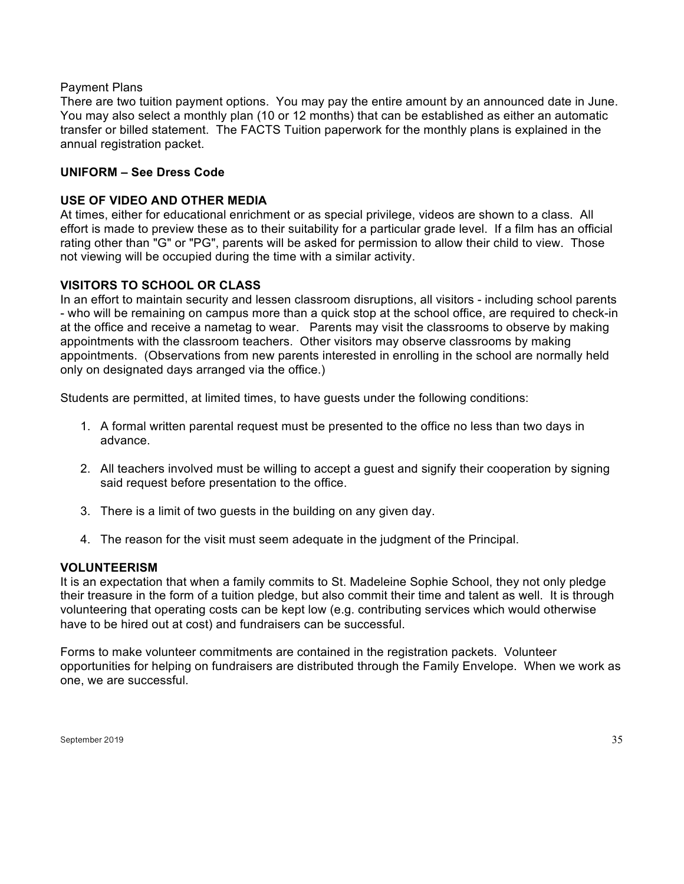Payment Plans

There are two tuition payment options. You may pay the entire amount by an announced date in June. You may also select a monthly plan (10 or 12 months) that can be established as either an automatic transfer or billed statement. The FACTS Tuition paperwork for the monthly plans is explained in the annual registration packet.

**UNIFORM – See Dress Code**

**USE OF VIDEO AND OTHER MEDIA**

At times, either for educational enrichment or as special privilege, videos are shown to a class. All effort is made to preview these as to their suitability for a particular grade level. If a film has an official rating other than "G" or "PG", parents will be asked for permission to allow their child to view. Those not viewing will be occupied during the time with a similar activity.

**VISITORS TO SCHOOL OR CLASS**

In an effort to maintain security and lessen classroom disruptions, all visitors - including school parents - who will be remaining on campus more than a quick stop at the school office, are required to check-in at the office and receive a nametag to wear. Parents may visit the classrooms to observe by making appointments with the classroom teachers. Other visitors may observe classrooms by making appointments. (Observations from new parents interested in enrolling in the school are normally held only on designated days arranged via the office.)

Students are permitted, at limited times, to have guests under the following conditions:

1. A formal written parental request must be presented to the office no less than two days in advance.
2. All teachers involved must be willing to accept a guest and signify their cooperation by signing said request before presentation to the office.
3. There is a limit of two guests in the building on any given day.
4. The reason for the visit must seem adequate in the judgment of the Principal.

**VOLUNTEERISM**

It is an expectation that when a family commits to St. Madeleine Sophie School, they not only pledge their treasure in the form of a tuition pledge, but also commit their time and talent as well. It is through volunteering that operating costs can be kept low (e.g. contributing services which would otherwise have to be hired out at cost) and fundraisers can be successful.

Forms to make volunteer commitments are contained in the registration packets. Volunteer opportunities for helping on fundraisers are distributed through the Family Envelope. When we work as one, we are successful.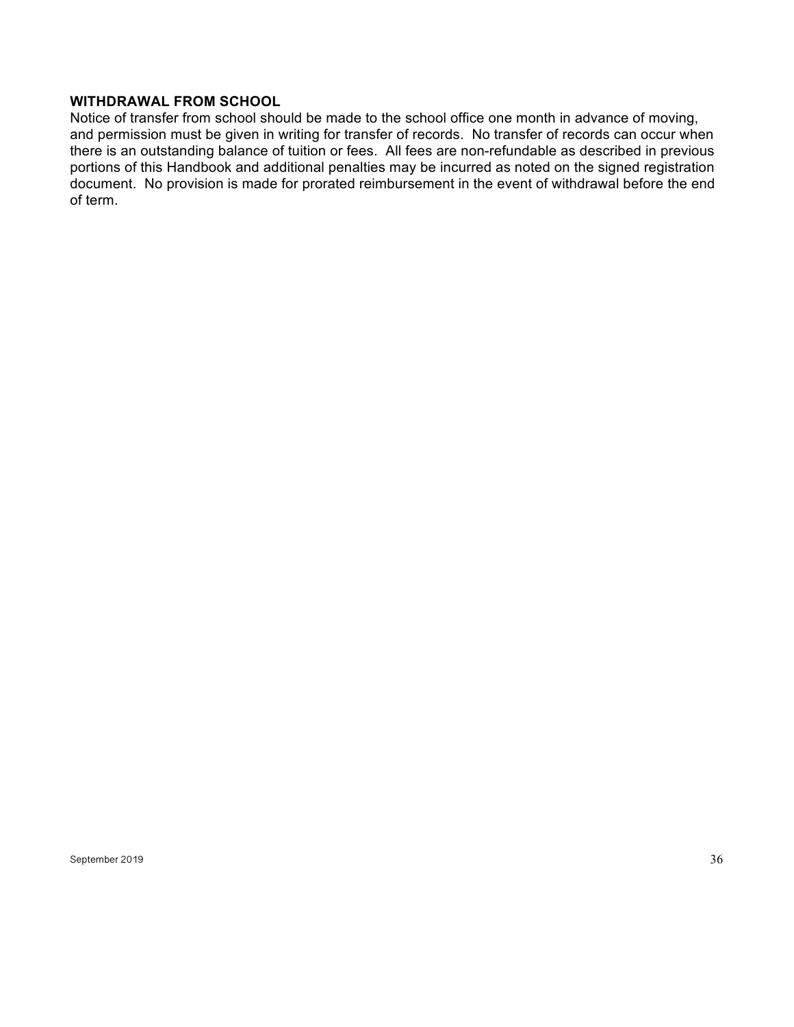## WITHDRAWAL FROM SCHOOL

Notice of transfer from school should be made to the school office one month in advance of moving, and permission must be given in writing for transfer of records. No transfer of records can occur when there is an outstanding balance of tuition or fees. All fees are non-refundable as described in previous portions of this Handbook and additional penalties may be incurred as noted on the signed registration document. No provision is made for prorated reimbursement in the event of withdrawal before the end of term.